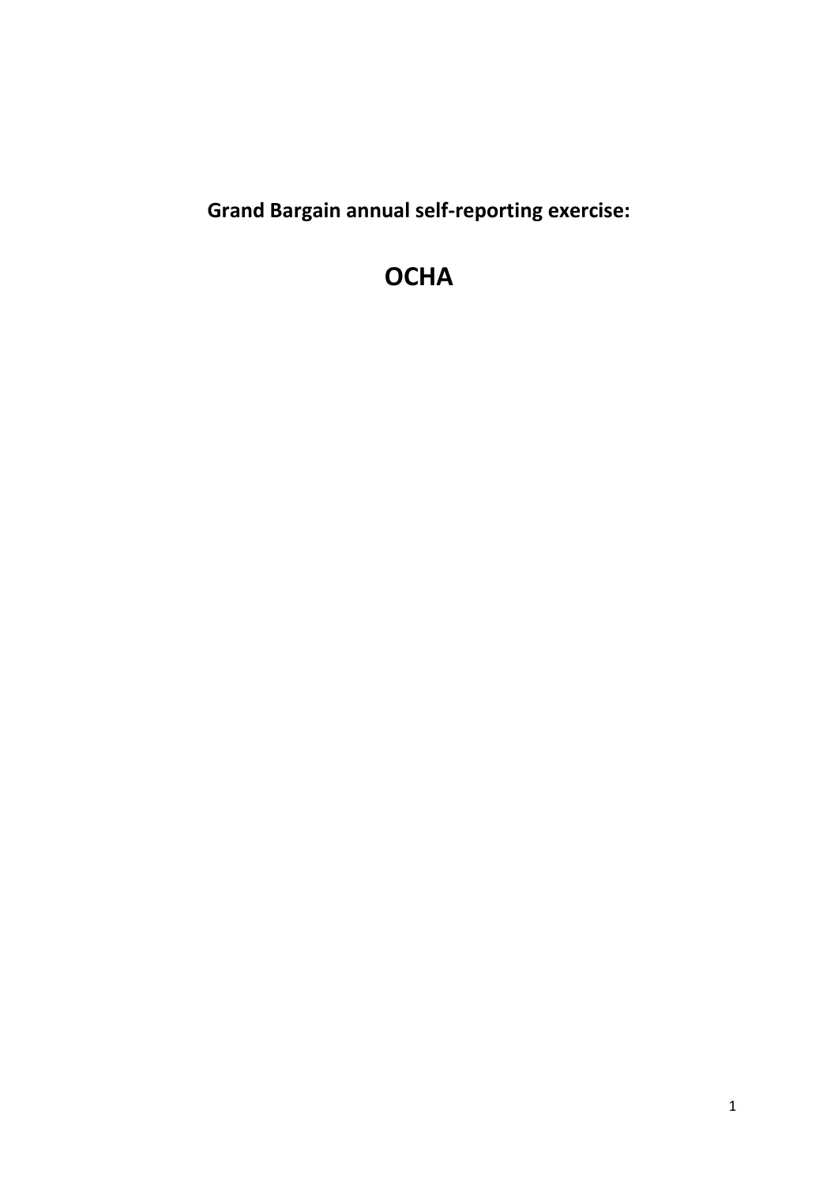**Grand Bargain annual self-reporting exercise:**

# OCHA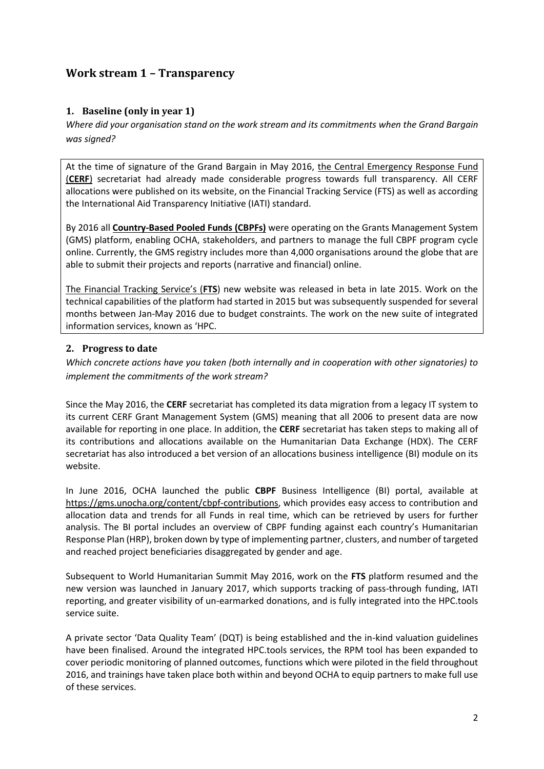## Work stream 1 – Transparency

### 1. Baseline (only in year 1)

*Where did your organisation stand on the work stream and its commitments when the Grand Bargain was signed?*

At the time of signature of the Grand Bargain in May 2016, the Central Emergency Response Fund (**CERF**) secretariat had already made considerable progress towards full transparency. All CERF allocations were published on its website, on the Financial Tracking Service (FTS) as well as according the International Aid Transparency Initiative (IATI) standard.

By 2016 all **Country-Based Pooled Funds (CBPFs)** were operating on the Grants Management System (GMS) platform, enabling OCHA, stakeholders, and partners to manage the full CBPF program cycle online. Currently, the GMS registry includes more than 4,000 organisations around the globe that are able to submit their projects and reports (narrative and financial) online.

The Financial Tracking Service's (**FTS**) new website was released in beta in late 2015. Work on the technical capabilities of the platform had started in 2015 but was subsequently suspended for several months between Jan-May 2016 due to budget constraints. The work on the new suite of integrated information services, known as 'HPC.

### 2. Progress to date

*Which concrete actions have you taken (both internally and in cooperation with other signatories) to implement the commitments of the work stream?*

Since the May 2016, the **CERF** secretariat has completed its data migration from a legacy IT system to its current CERF Grant Management System (GMS) meaning that all 2006 to present data are now available for reporting in one place. In addition, the **CERF** secretariat has taken steps to making all of its contributions and allocations available on the Humanitarian Data Exchange (HDX). The CERF secretariat has also introduced a bet version of an allocations business intelligence (BI) module on its website.

In June 2016, OCHA launched the public **CBPF** Business Intelligence (BI) portal, available at https://gms.unocha.org/content/cbpf-contributions, which provides easy access to contribution and allocation data and trends for all Funds in real time, which can be retrieved by users for further analysis. The BI portal includes an overview of CBPF funding against each country's Humanitarian Response Plan (HRP), broken down by type of implementing partner, clusters, and number of targeted and reached project beneficiaries disaggregated by gender and age.

Subsequent to World Humanitarian Summit May 2016, work on the **FTS** platform resumed and the new version was launched in January 2017, which supports tracking of pass-through funding, IATI reporting, and greater visibility of un-earmarked donations, and is fully integrated into the HPC.tools service suite.

A private sector 'Data Quality Team' (DQT) is being established and the in-kind valuation guidelines have been finalised. Around the integrated HPC.tools services, the RPM tool has been expanded to cover periodic monitoring of planned outcomes, functions which were piloted in the field throughout 2016, and trainings have taken place both within and beyond OCHA to equip partners to make full use of these services.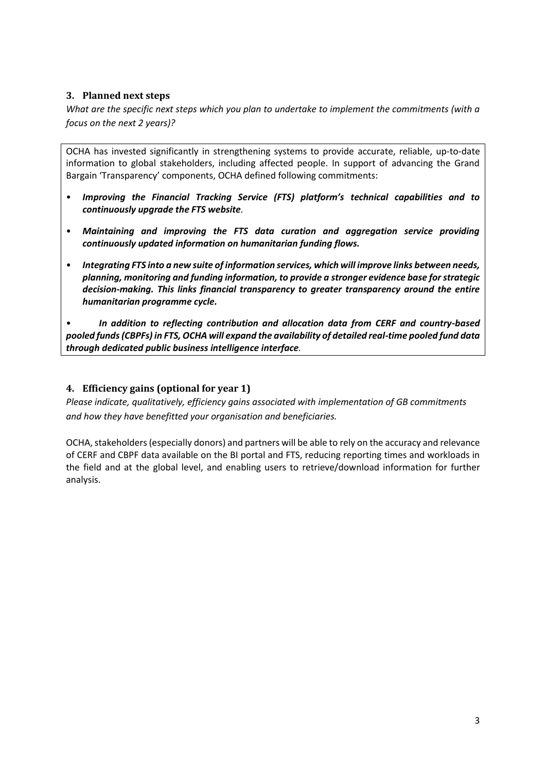### 3. Planned next steps

*What are the specific next steps which you plan to undertake to implement the commitments (with a focus on the next 2 years)?*

OCHA has invested significantly in strengthening systems to provide accurate, reliable, up-to-date information to global stakeholders, including affected people. In support of advancing the Grand Bargain 'Transparency' components, OCHA defined following commitments:

- ***Improving the Financial Tracking Service (FTS) platform's technical capabilities and to continuously upgrade the FTS website.***
- ***Maintaining and improving the FTS data curation and aggregation service providing continuously updated information on humanitarian funding flows.***
- ***Integrating FTS into a new suite of information services, which will improve links between needs, planning, monitoring and funding information, to provide a stronger evidence base for strategic decision-making. This links financial transparency to greater transparency around the entire humanitarian programme cycle.***
- ***In addition to reflecting contribution and allocation data from CERF and country-based pooled funds (CBPFs) in FTS, OCHA will expand the availability of detailed real-time pooled fund data through dedicated public business intelligence interface.***

### 4. Efficiency gains (optional for year 1)

*Please indicate, qualitatively, efficiency gains associated with implementation of GB commitments and how they have benefitted your organisation and beneficiaries.*

OCHA, stakeholders (especially donors) and partners will be able to rely on the accuracy and relevance of CERF and CBPF data available on the BI portal and FTS, reducing reporting times and workloads in the field and at the global level, and enabling users to retrieve/download information for further analysis.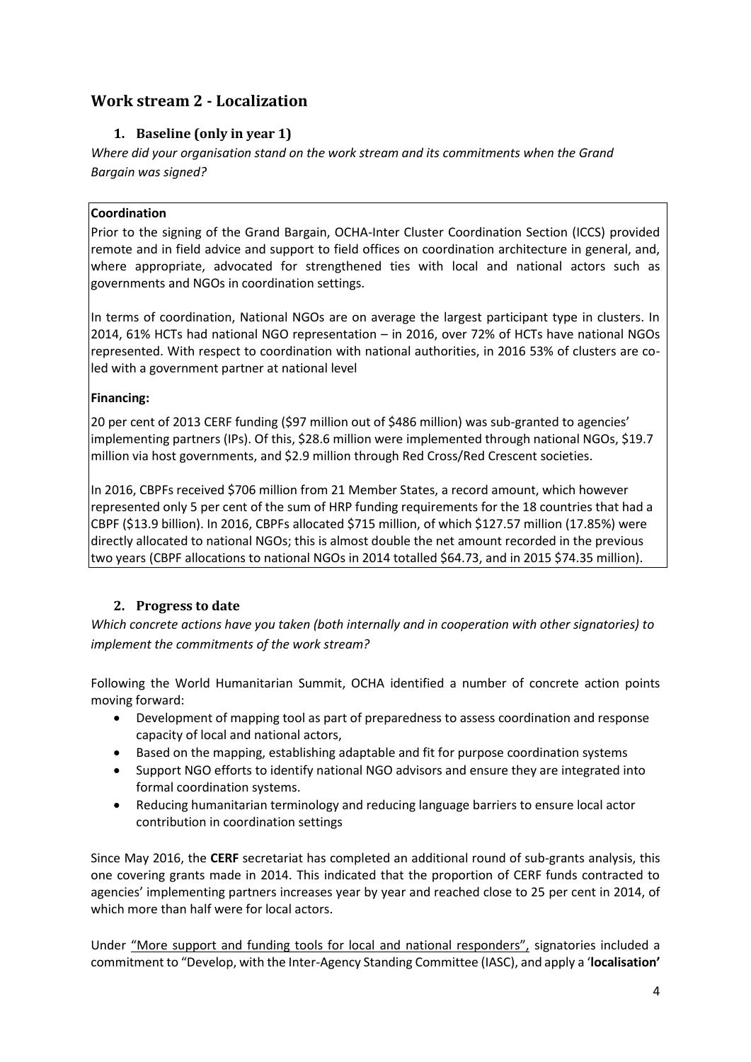## Work stream 2 - Localization

### 1. Baseline (only in year 1)

*Where did your organisation stand on the work stream and its commitments when the Grand Bargain was signed?*

**Coordination**

Prior to the signing of the Grand Bargain, OCHA-Inter Cluster Coordination Section (ICCS) provided remote and in field advice and support to field offices on coordination architecture in general, and, where appropriate, advocated for strengthened ties with local and national actors such as governments and NGOs in coordination settings.

In terms of coordination, National NGOs are on average the largest participant type in clusters. In 2014, 61% HCTs had national NGO representation – in 2016, over 72% of HCTs have national NGOs represented. With respect to coordination with national authorities, in 2016 53% of clusters are co-led with a government partner at national level

**Financing:**

20 per cent of 2013 CERF funding ($97 million out of $486 million) was sub-granted to agencies' implementing partners (IPs). Of this, $28.6 million were implemented through national NGOs, $19.7 million via host governments, and $2.9 million through Red Cross/Red Crescent societies.

In 2016, CBPFs received $706 million from 21 Member States, a record amount, which however represented only 5 per cent of the sum of HRP funding requirements for the 18 countries that had a CBPF ($13.9 billion). In 2016, CBPFs allocated $715 million, of which $127.57 million (17.85%) were directly allocated to national NGOs; this is almost double the net amount recorded in the previous two years (CBPF allocations to national NGOs in 2014 totalled $64.73, and in 2015 $74.35 million).

### 2. Progress to date

*Which concrete actions have you taken (both internally and in cooperation with other signatories) to implement the commitments of the work stream?*

Following the World Humanitarian Summit, OCHA identified a number of concrete action points moving forward:

- Development of mapping tool as part of preparedness to assess coordination and response capacity of local and national actors,
- Based on the mapping, establishing adaptable and fit for purpose coordination systems
- Support NGO efforts to identify national NGO advisors and ensure they are integrated into formal coordination systems.
- Reducing humanitarian terminology and reducing language barriers to ensure local actor contribution in coordination settings

Since May 2016, the **CERF** secretariat has completed an additional round of sub-grants analysis, this one covering grants made in 2014. This indicated that the proportion of CERF funds contracted to agencies' implementing partners increases year by year and reached close to 25 per cent in 2014, of which more than half were for local actors.

Under "More support and funding tools for local and national responders", signatories included a commitment to "Develop, with the Inter-Agency Standing Committee (IASC), and apply a '**localisation'**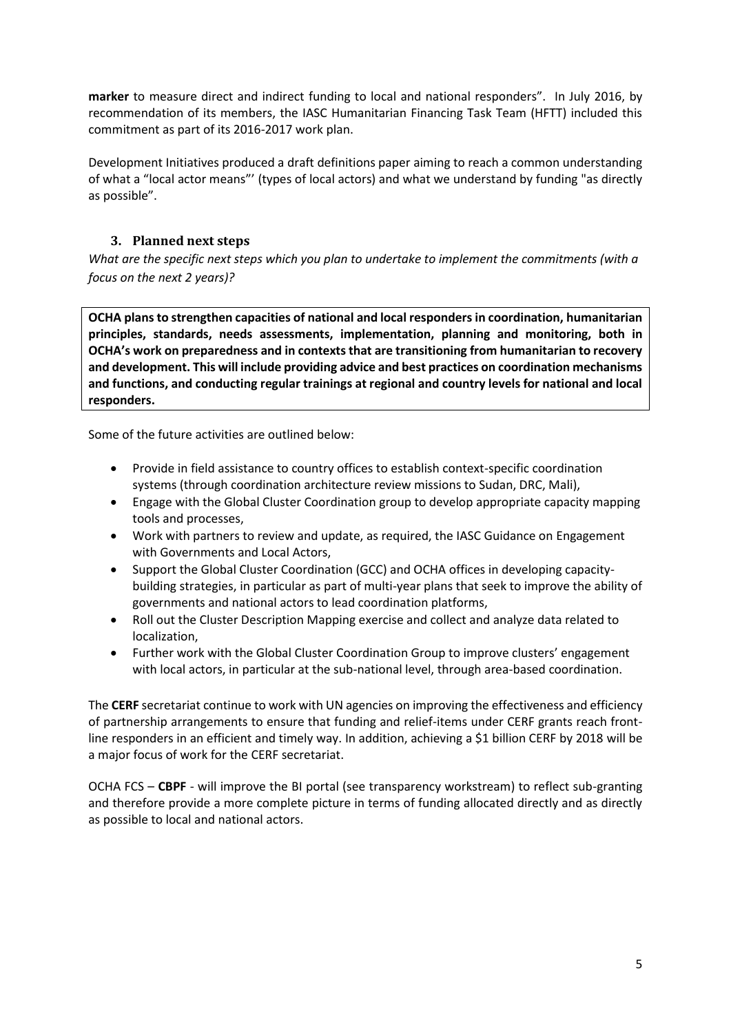**marker** to measure direct and indirect funding to local and national responders". In July 2016, by recommendation of its members, the IASC Humanitarian Financing Task Team (HFTT) included this commitment as part of its 2016-2017 work plan.

Development Initiatives produced a draft definitions paper aiming to reach a common understanding of what a "local actor means"' (types of local actors) and what we understand by funding "as directly as possible".

### 3. Planned next steps

*What are the specific next steps which you plan to undertake to implement the commitments (with a focus on the next 2 years)?*

**OCHA plans to strengthen capacities of national and local responders in coordination, humanitarian principles, standards, needs assessments, implementation, planning and monitoring, both in OCHA's work on preparedness and in contexts that are transitioning from humanitarian to recovery and development. This will include providing advice and best practices on coordination mechanisms and functions, and conducting regular trainings at regional and country levels for national and local responders.**

Some of the future activities are outlined below:

- Provide in field assistance to country offices to establish context-specific coordination systems (through coordination architecture review missions to Sudan, DRC, Mali),
- Engage with the Global Cluster Coordination group to develop appropriate capacity mapping tools and processes,
- Work with partners to review and update, as required, the IASC Guidance on Engagement with Governments and Local Actors,
- Support the Global Cluster Coordination (GCC) and OCHA offices in developing capacity-building strategies, in particular as part of multi-year plans that seek to improve the ability of governments and national actors to lead coordination platforms,
- Roll out the Cluster Description Mapping exercise and collect and analyze data related to localization,
- Further work with the Global Cluster Coordination Group to improve clusters' engagement with local actors, in particular at the sub-national level, through area-based coordination.

The **CERF** secretariat continue to work with UN agencies on improving the effectiveness and efficiency of partnership arrangements to ensure that funding and relief-items under CERF grants reach front-line responders in an efficient and timely way. In addition, achieving a $1 billion CERF by 2018 will be a major focus of work for the CERF secretariat.

OCHA FCS – **CBPF** - will improve the BI portal (see transparency workstream) to reflect sub-granting and therefore provide a more complete picture in terms of funding allocated directly and as directly as possible to local and national actors.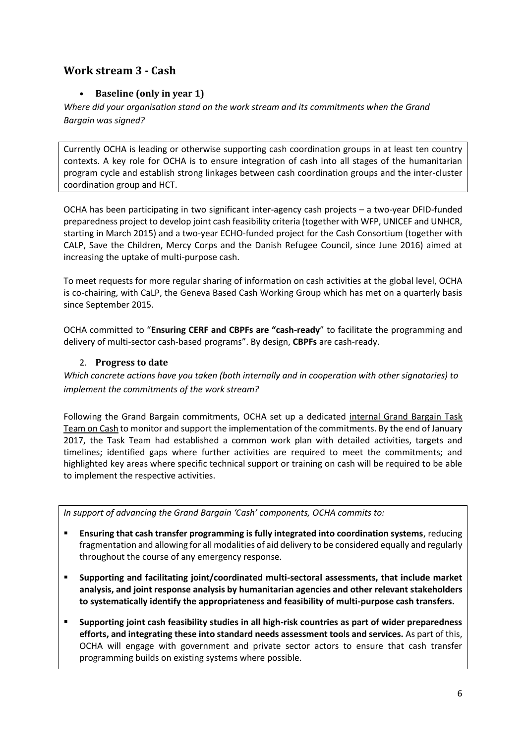## Work stream 3 - Cash

- **Baseline (only in year 1)**

*Where did your organisation stand on the work stream and its commitments when the Grand Bargain was signed?*

Currently OCHA is leading or otherwise supporting cash coordination groups in at least ten country contexts. A key role for OCHA is to ensure integration of cash into all stages of the humanitarian program cycle and establish strong linkages between cash coordination groups and the inter-cluster coordination group and HCT.

OCHA has been participating in two significant inter-agency cash projects – a two-year DFID-funded preparedness project to develop joint cash feasibility criteria (together with WFP, UNICEF and UNHCR, starting in March 2015) and a two-year ECHO-funded project for the Cash Consortium (together with CALP, Save the Children, Mercy Corps and the Danish Refugee Council, since June 2016) aimed at increasing the uptake of multi-purpose cash.

To meet requests for more regular sharing of information on cash activities at the global level, OCHA is co-chairing, with CaLP, the Geneva Based Cash Working Group which has met on a quarterly basis since September 2015.

OCHA committed to "**Ensuring CERF and CBPFs are "cash-ready**" to facilitate the programming and delivery of multi-sector cash-based programs". By design, **CBPFs** are cash-ready.

2. **Progress to date**

*Which concrete actions have you taken (both internally and in cooperation with other signatories) to implement the commitments of the work stream?*

Following the Grand Bargain commitments, OCHA set up a dedicated internal Grand Bargain Task Team on Cash to monitor and support the implementation of the commitments. By the end of January 2017, the Task Team had established a common work plan with detailed activities, targets and timelines; identified gaps where further activities are required to meet the commitments; and highlighted key areas where specific technical support or training on cash will be required to be able to implement the respective activities.

*In support of advancing the Grand Bargain 'Cash' components, OCHA commits to:*

- **Ensuring that cash transfer programming is fully integrated into coordination systems**, reducing fragmentation and allowing for all modalities of aid delivery to be considered equally and regularly throughout the course of any emergency response.
- **Supporting and facilitating joint/coordinated multi-sectoral assessments, that include market analysis, and joint response analysis by humanitarian agencies and other relevant stakeholders to systematically identify the appropriateness and feasibility of multi-purpose cash transfers.**
- **Supporting joint cash feasibility studies in all high-risk countries as part of wider preparedness efforts, and integrating these into standard needs assessment tools and services.** As part of this, OCHA will engage with government and private sector actors to ensure that cash transfer programming builds on existing systems where possible.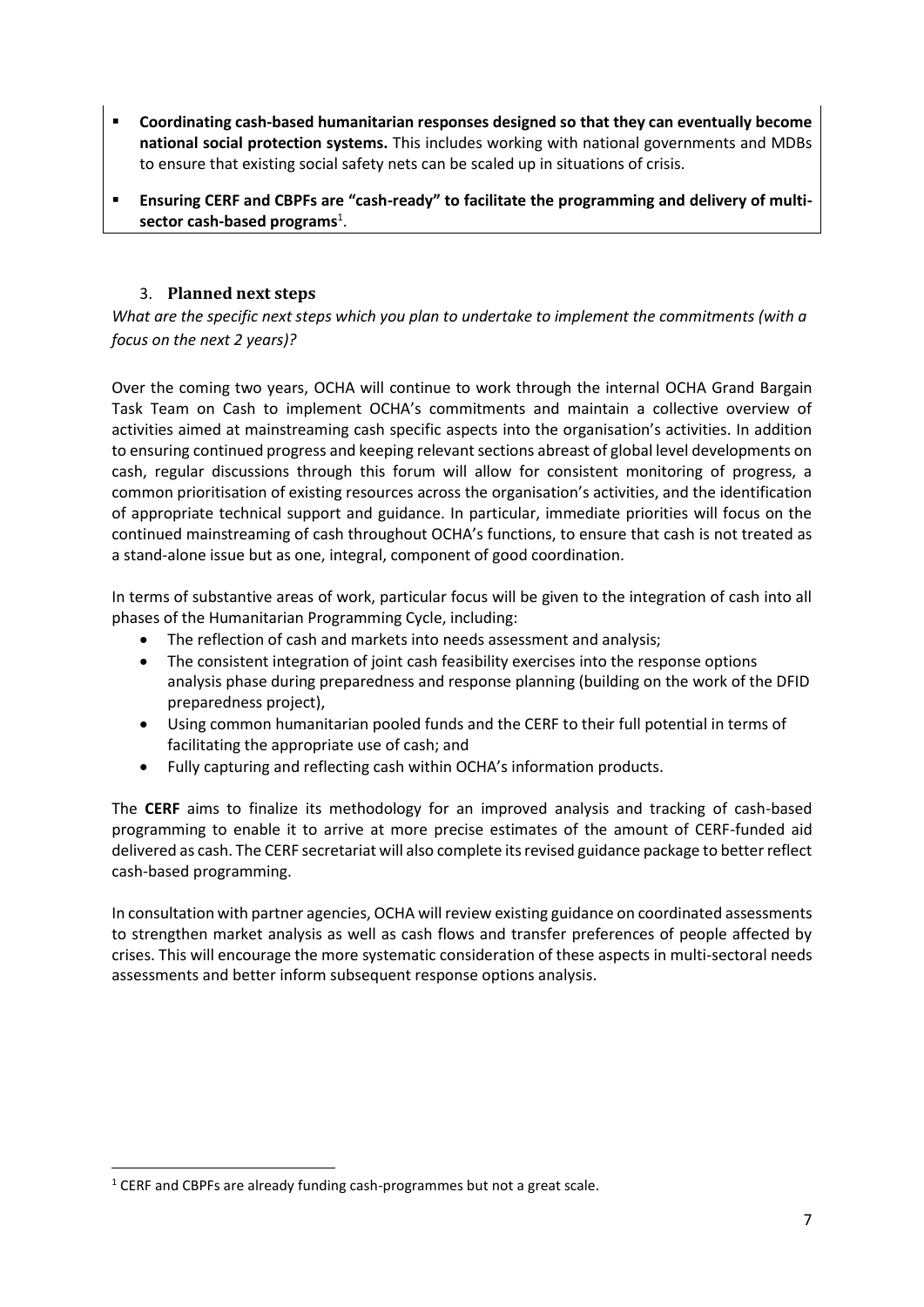- **Coordinating cash-based humanitarian responses designed so that they can eventually become national social protection systems.** This includes working with national governments and MDBs to ensure that existing social safety nets can be scaled up in situations of crisis.
- **Ensuring CERF and CBPFs are "cash-ready" to facilitate the programming and delivery of multi-sector cash-based programs**[1].

### 3. Planned next steps

*What are the specific next steps which you plan to undertake to implement the commitments (with a focus on the next 2 years)?*

Over the coming two years, OCHA will continue to work through the internal OCHA Grand Bargain Task Team on Cash to implement OCHA's commitments and maintain a collective overview of activities aimed at mainstreaming cash specific aspects into the organisation's activities. In addition to ensuring continued progress and keeping relevant sections abreast of global level developments on cash, regular discussions through this forum will allow for consistent monitoring of progress, a common prioritisation of existing resources across the organisation's activities, and the identification of appropriate technical support and guidance. In particular, immediate priorities will focus on the continued mainstreaming of cash throughout OCHA's functions, to ensure that cash is not treated as a stand-alone issue but as one, integral, component of good coordination.

In terms of substantive areas of work, particular focus will be given to the integration of cash into all phases of the Humanitarian Programming Cycle, including:

- The reflection of cash and markets into needs assessment and analysis;
- The consistent integration of joint cash feasibility exercises into the response options analysis phase during preparedness and response planning (building on the work of the DFID preparedness project),
- Using common humanitarian pooled funds and the CERF to their full potential in terms of facilitating the appropriate use of cash; and
- Fully capturing and reflecting cash within OCHA's information products.

The **CERF** aims to finalize its methodology for an improved analysis and tracking of cash-based programming to enable it to arrive at more precise estimates of the amount of CERF-funded aid delivered as cash. The CERF secretariat will also complete its revised guidance package to better reflect cash-based programming.

In consultation with partner agencies, OCHA will review existing guidance on coordinated assessments to strengthen market analysis as well as cash flows and transfer preferences of people affected by crises. This will encourage the more systematic consideration of these aspects in multi-sectoral needs assessments and better inform subsequent response options analysis.

---

[1] CERF and CBPFs are already funding cash-programmes but not a great scale.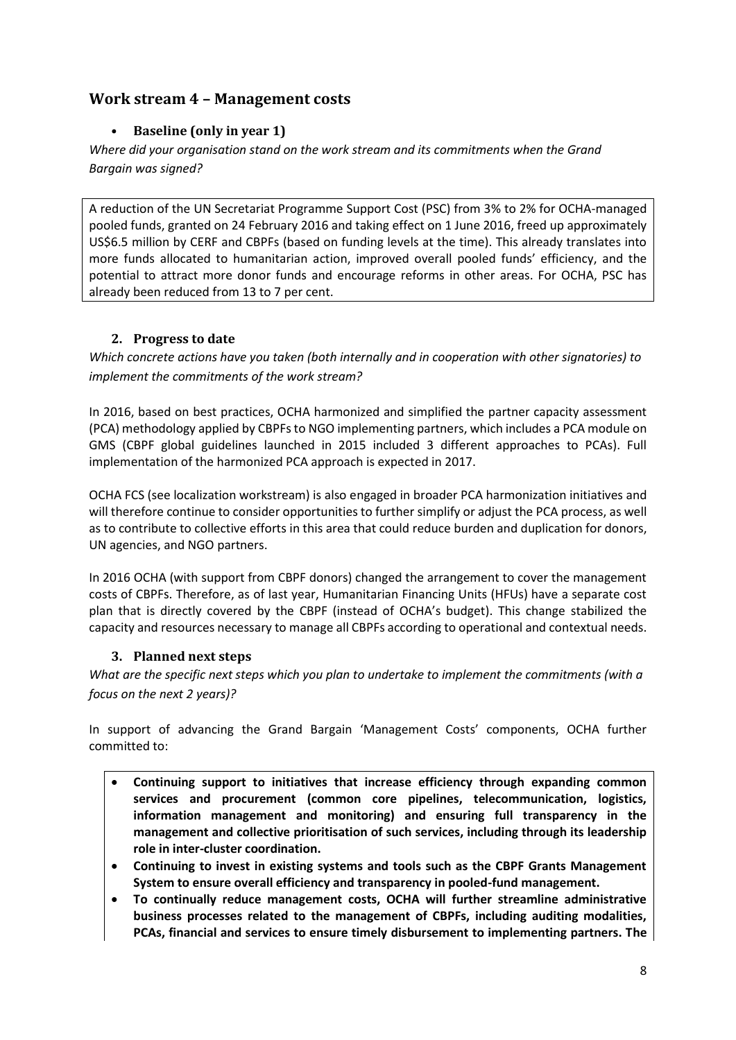## Work stream 4 – Management costs

- **Baseline (only in year 1)**

*Where did your organisation stand on the work stream and its commitments when the Grand Bargain was signed?*

A reduction of the UN Secretariat Programme Support Cost (PSC) from 3% to 2% for OCHA-managed pooled funds, granted on 24 February 2016 and taking effect on 1 June 2016, freed up approximately US$6.5 million by CERF and CBPFs (based on funding levels at the time). This already translates into more funds allocated to humanitarian action, improved overall pooled funds' efficiency, and the potential to attract more donor funds and encourage reforms in other areas. For OCHA, PSC has already been reduced from 13 to 7 per cent.

### 2. Progress to date

*Which concrete actions have you taken (both internally and in cooperation with other signatories) to implement the commitments of the work stream?*

In 2016, based on best practices, OCHA harmonized and simplified the partner capacity assessment (PCA) methodology applied by CBPFs to NGO implementing partners, which includes a PCA module on GMS (CBPF global guidelines launched in 2015 included 3 different approaches to PCAs). Full implementation of the harmonized PCA approach is expected in 2017.

OCHA FCS (see localization workstream) is also engaged in broader PCA harmonization initiatives and will therefore continue to consider opportunities to further simplify or adjust the PCA process, as well as to contribute to collective efforts in this area that could reduce burden and duplication for donors, UN agencies, and NGO partners.

In 2016 OCHA (with support from CBPF donors) changed the arrangement to cover the management costs of CBPFs. Therefore, as of last year, Humanitarian Financing Units (HFUs) have a separate cost plan that is directly covered by the CBPF (instead of OCHA's budget). This change stabilized the capacity and resources necessary to manage all CBPFs according to operational and contextual needs.

### 3. Planned next steps

*What are the specific next steps which you plan to undertake to implement the commitments (with a focus on the next 2 years)?*

In support of advancing the Grand Bargain 'Management Costs' components, OCHA further committed to:

- **Continuing support to initiatives that increase efficiency through expanding common services and procurement (common core pipelines, telecommunication, logistics, information management and monitoring) and ensuring full transparency in the management and collective prioritisation of such services, including through its leadership role in inter-cluster coordination.**
- **Continuing to invest in existing systems and tools such as the CBPF Grants Management System to ensure overall efficiency and transparency in pooled-fund management.**
- **To continually reduce management costs, OCHA will further streamline administrative business processes related to the management of CBPFs, including auditing modalities, PCAs, financial and services to ensure timely disbursement to implementing partners. The**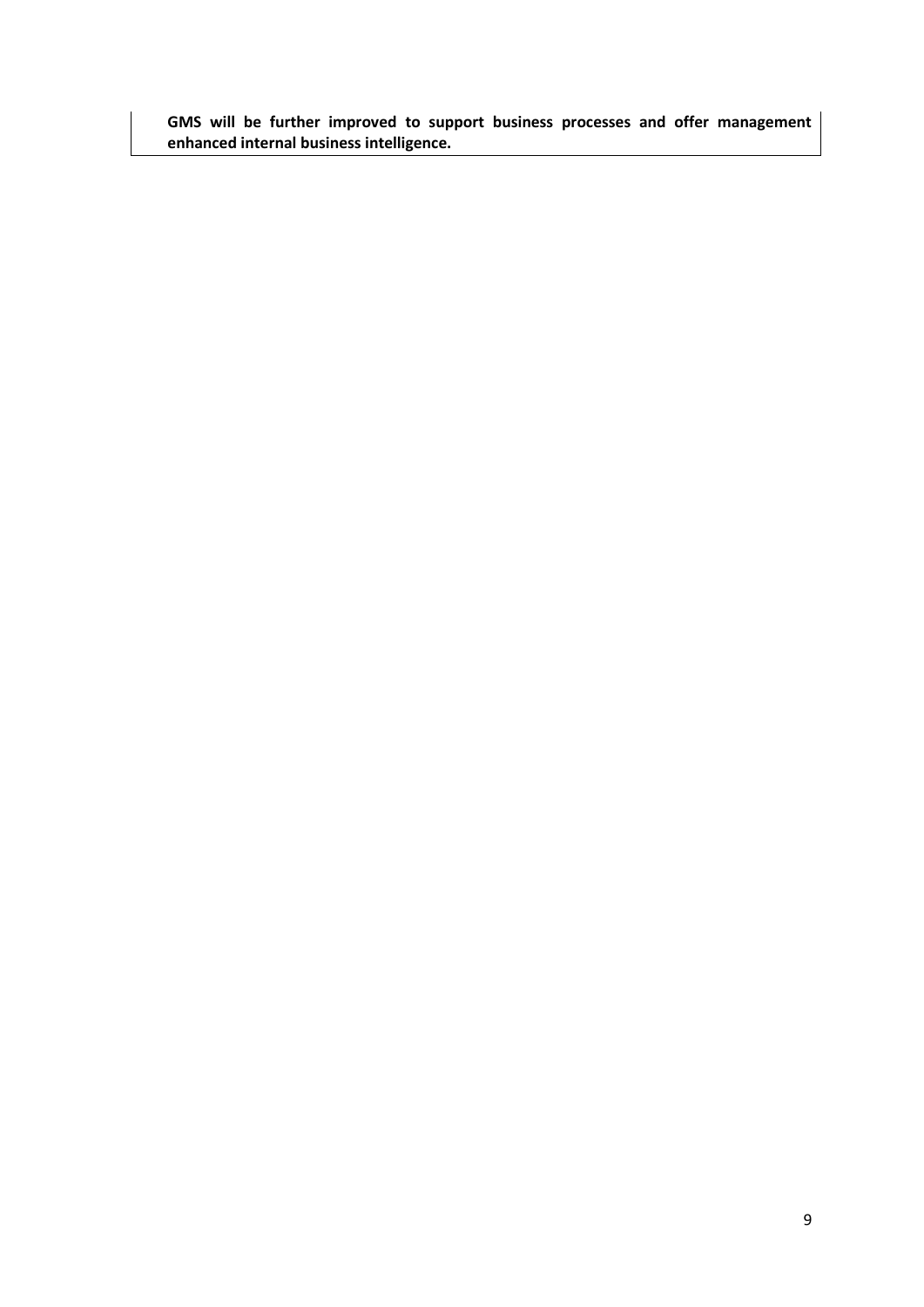**GMS will be further improved to support business processes and offer management enhanced internal business intelligence.**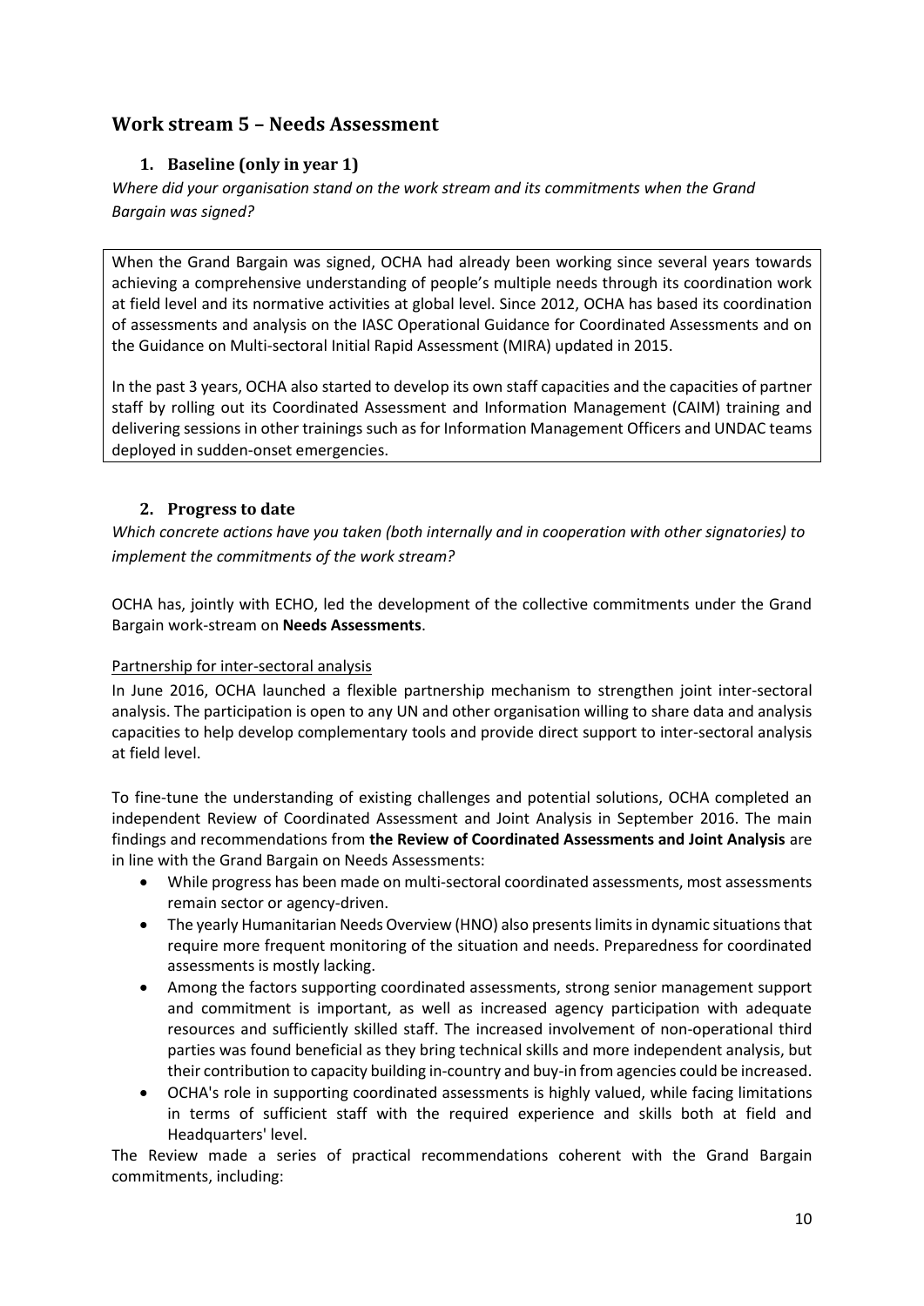## Work stream 5 – Needs Assessment

### 1. Baseline (only in year 1)

*Where did your organisation stand on the work stream and its commitments when the Grand Bargain was signed?*

When the Grand Bargain was signed, OCHA had already been working since several years towards achieving a comprehensive understanding of people's multiple needs through its coordination work at field level and its normative activities at global level. Since 2012, OCHA has based its coordination of assessments and analysis on the IASC Operational Guidance for Coordinated Assessments and on the Guidance on Multi-sectoral Initial Rapid Assessment (MIRA) updated in 2015.

In the past 3 years, OCHA also started to develop its own staff capacities and the capacities of partner staff by rolling out its Coordinated Assessment and Information Management (CAIM) training and delivering sessions in other trainings such as for Information Management Officers and UNDAC teams deployed in sudden-onset emergencies.

### 2. Progress to date

*Which concrete actions have you taken (both internally and in cooperation with other signatories) to implement the commitments of the work stream?*

OCHA has, jointly with ECHO, led the development of the collective commitments under the Grand Bargain work-stream on **Needs Assessments**.

<u>Partnership for inter-sectoral analysis</u>

In June 2016, OCHA launched a flexible partnership mechanism to strengthen joint inter-sectoral analysis. The participation is open to any UN and other organisation willing to share data and analysis capacities to help develop complementary tools and provide direct support to inter-sectoral analysis at field level.

To fine-tune the understanding of existing challenges and potential solutions, OCHA completed an independent Review of Coordinated Assessment and Joint Analysis in September 2016. The main findings and recommendations from **the Review of Coordinated Assessments and Joint Analysis** are in line with the Grand Bargain on Needs Assessments:

- While progress has been made on multi-sectoral coordinated assessments, most assessments remain sector or agency-driven.
- The yearly Humanitarian Needs Overview (HNO) also presents limits in dynamic situations that require more frequent monitoring of the situation and needs. Preparedness for coordinated assessments is mostly lacking.
- Among the factors supporting coordinated assessments, strong senior management support and commitment is important, as well as increased agency participation with adequate resources and sufficiently skilled staff. The increased involvement of non-operational third parties was found beneficial as they bring technical skills and more independent analysis, but their contribution to capacity building in-country and buy-in from agencies could be increased.
- OCHA's role in supporting coordinated assessments is highly valued, while facing limitations in terms of sufficient staff with the required experience and skills both at field and Headquarters' level.

The Review made a series of practical recommendations coherent with the Grand Bargain commitments, including: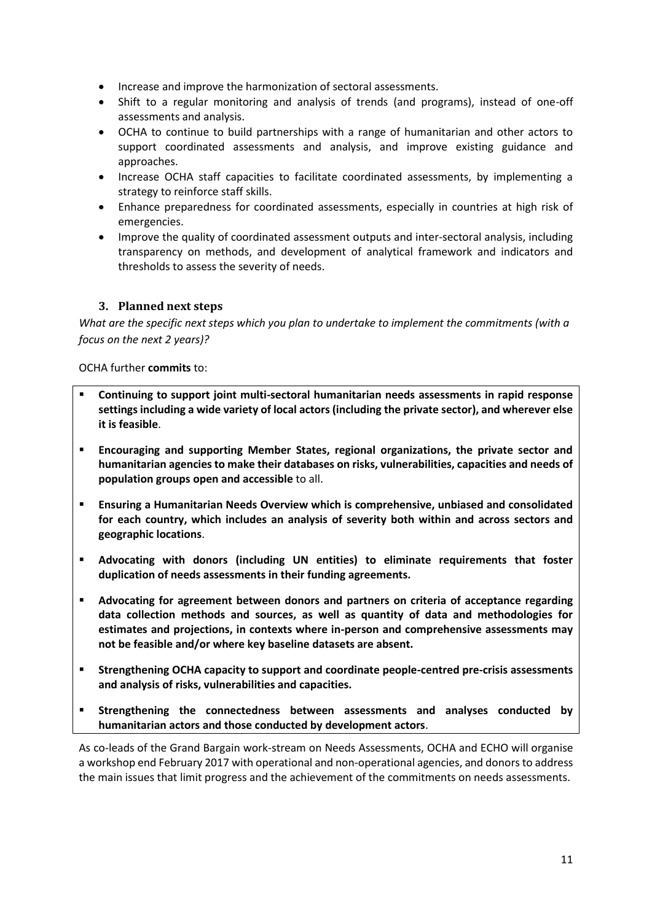- Increase and improve the harmonization of sectoral assessments.
- Shift to a regular monitoring and analysis of trends (and programs), instead of one-off assessments and analysis.
- OCHA to continue to build partnerships with a range of humanitarian and other actors to support coordinated assessments and analysis, and improve existing guidance and approaches.
- Increase OCHA staff capacities to facilitate coordinated assessments, by implementing a strategy to reinforce staff skills.
- Enhance preparedness for coordinated assessments, especially in countries at high risk of emergencies.
- Improve the quality of coordinated assessment outputs and inter-sectoral analysis, including transparency on methods, and development of analytical framework and indicators and thresholds to assess the severity of needs.

### 3. Planned next steps

*What are the specific next steps which you plan to undertake to implement the commitments (with a focus on the next 2 years)?*

OCHA further **commits** to:

- **Continuing to support joint multi-sectoral humanitarian needs assessments in rapid response settings including a wide variety of local actors (including the private sector), and wherever else it is feasible**.
- **Encouraging and supporting Member States, regional organizations, the private sector and humanitarian agencies to make their databases on risks, vulnerabilities, capacities and needs of population groups open and accessible** to all.
- **Ensuring a Humanitarian Needs Overview which is comprehensive, unbiased and consolidated for each country, which includes an analysis of severity both within and across sectors and geographic locations**.
- **Advocating with donors (including UN entities) to eliminate requirements that foster duplication of needs assessments in their funding agreements.**
- **Advocating for agreement between donors and partners on criteria of acceptance regarding data collection methods and sources, as well as quantity of data and methodologies for estimates and projections, in contexts where in-person and comprehensive assessments may not be feasible and/or where key baseline datasets are absent.**
- **Strengthening OCHA capacity to support and coordinate people-centred pre-crisis assessments and analysis of risks, vulnerabilities and capacities.**
- **Strengthening the connectedness between assessments and analyses conducted by humanitarian actors and those conducted by development actors**.

As co-leads of the Grand Bargain work-stream on Needs Assessments, OCHA and ECHO will organise a workshop end February 2017 with operational and non-operational agencies, and donors to address the main issues that limit progress and the achievement of the commitments on needs assessments.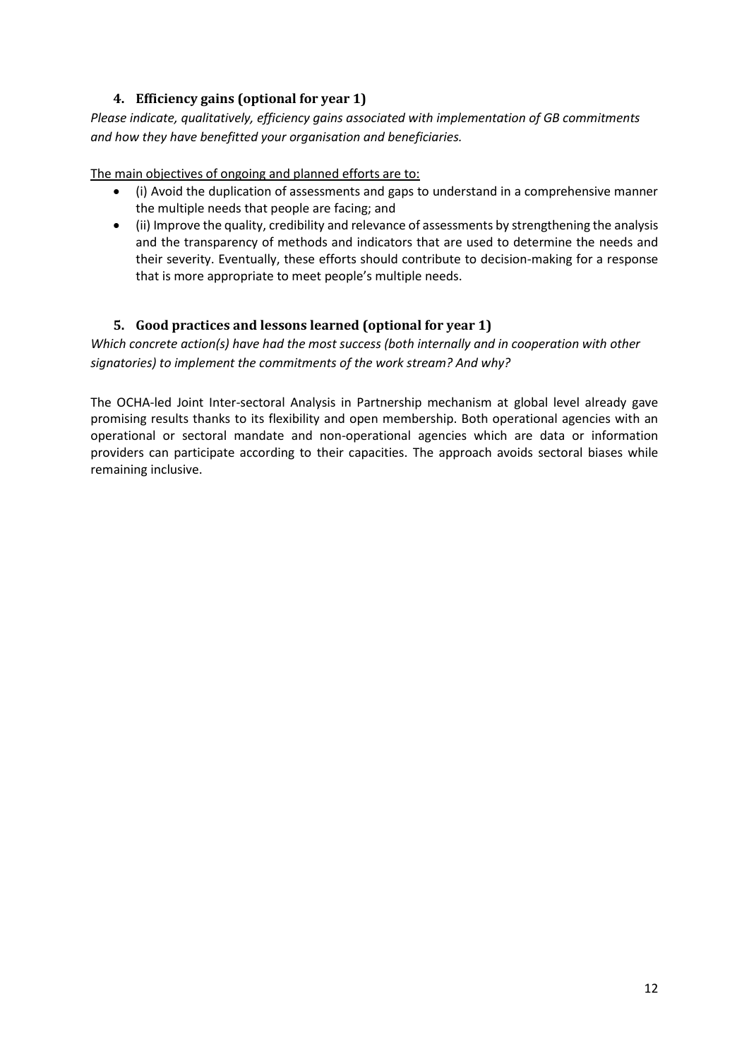### 4. Efficiency gains (optional for year 1)

*Please indicate, qualitatively, efficiency gains associated with implementation of GB commitments and how they have benefitted your organisation and beneficiaries.*

<u>The main objectives of ongoing and planned efforts are to:</u>

- (i) Avoid the duplication of assessments and gaps to understand in a comprehensive manner the multiple needs that people are facing; and
- (ii) Improve the quality, credibility and relevance of assessments by strengthening the analysis and the transparency of methods and indicators that are used to determine the needs and their severity. Eventually, these efforts should contribute to decision-making for a response that is more appropriate to meet people's multiple needs.

### 5. Good practices and lessons learned (optional for year 1)

*Which concrete action(s) have had the most success (both internally and in cooperation with other signatories) to implement the commitments of the work stream? And why?*

The OCHA-led Joint Inter-sectoral Analysis in Partnership mechanism at global level already gave promising results thanks to its flexibility and open membership. Both operational agencies with an operational or sectoral mandate and non-operational agencies which are data or information providers can participate according to their capacities. The approach avoids sectoral biases while remaining inclusive.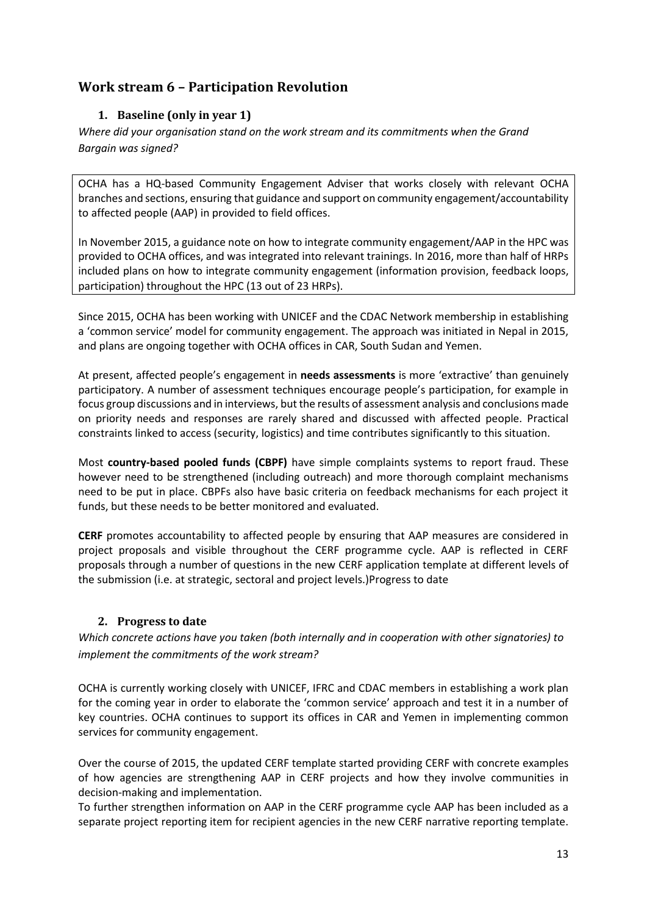## Work stream 6 – Participation Revolution

### 1. Baseline (only in year 1)

*Where did your organisation stand on the work stream and its commitments when the Grand Bargain was signed?*

OCHA has a HQ-based Community Engagement Adviser that works closely with relevant OCHA branches and sections, ensuring that guidance and support on community engagement/accountability to affected people (AAP) in provided to field offices.

In November 2015, a guidance note on how to integrate community engagement/AAP in the HPC was provided to OCHA offices, and was integrated into relevant trainings. In 2016, more than half of HRPs included plans on how to integrate community engagement (information provision, feedback loops, participation) throughout the HPC (13 out of 23 HRPs).

Since 2015, OCHA has been working with UNICEF and the CDAC Network membership in establishing a 'common service' model for community engagement. The approach was initiated in Nepal in 2015, and plans are ongoing together with OCHA offices in CAR, South Sudan and Yemen.

At present, affected people's engagement in **needs assessments** is more 'extractive' than genuinely participatory. A number of assessment techniques encourage people's participation, for example in focus group discussions and in interviews, but the results of assessment analysis and conclusions made on priority needs and responses are rarely shared and discussed with affected people. Practical constraints linked to access (security, logistics) and time contributes significantly to this situation.

Most **country-based pooled funds (CBPF)** have simple complaints systems to report fraud. These however need to be strengthened (including outreach) and more thorough complaint mechanisms need to be put in place. CBPFs also have basic criteria on feedback mechanisms for each project it funds, but these needs to be better monitored and evaluated.

**CERF** promotes accountability to affected people by ensuring that AAP measures are considered in project proposals and visible throughout the CERF programme cycle. AAP is reflected in CERF proposals through a number of questions in the new CERF application template at different levels of the submission (i.e. at strategic, sectoral and project levels.)Progress to date

### 2. Progress to date

*Which concrete actions have you taken (both internally and in cooperation with other signatories) to implement the commitments of the work stream?*

OCHA is currently working closely with UNICEF, IFRC and CDAC members in establishing a work plan for the coming year in order to elaborate the 'common service' approach and test it in a number of key countries. OCHA continues to support its offices in CAR and Yemen in implementing common services for community engagement.

Over the course of 2015, the updated CERF template started providing CERF with concrete examples of how agencies are strengthening AAP in CERF projects and how they involve communities in decision-making and implementation.

To further strengthen information on AAP in the CERF programme cycle AAP has been included as a separate project reporting item for recipient agencies in the new CERF narrative reporting template.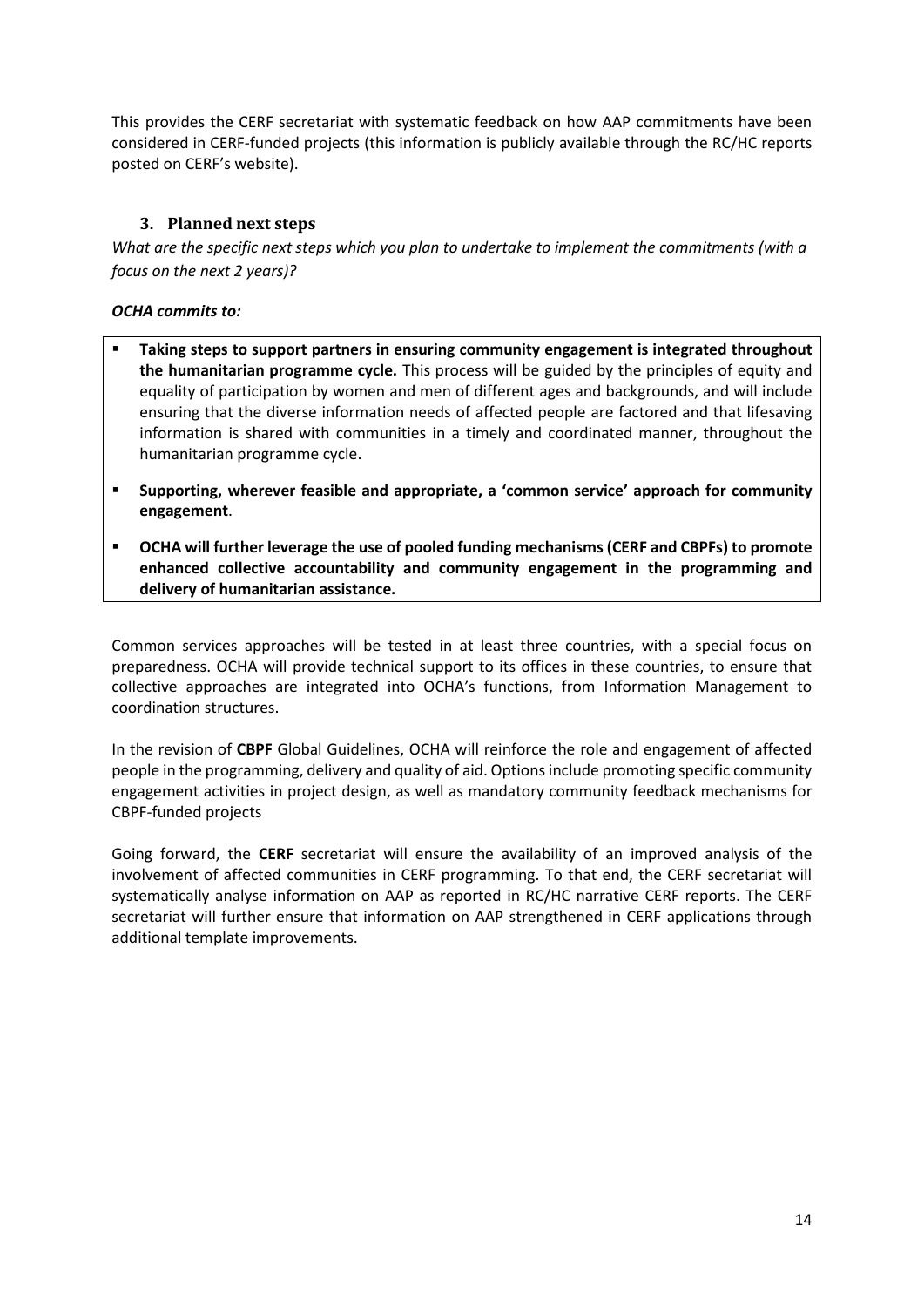This provides the CERF secretariat with systematic feedback on how AAP commitments have been considered in CERF-funded projects (this information is publicly available through the RC/HC reports posted on CERF's website).

### 3. Planned next steps

*What are the specific next steps which you plan to undertake to implement the commitments (with a focus on the next 2 years)?*

***OCHA commits to:***

- **Taking steps to support partners in ensuring community engagement is integrated throughout the humanitarian programme cycle.** This process will be guided by the principles of equity and equality of participation by women and men of different ages and backgrounds, and will include ensuring that the diverse information needs of affected people are factored and that lifesaving information is shared with communities in a timely and coordinated manner, throughout the humanitarian programme cycle.
- **Supporting, wherever feasible and appropriate, a 'common service' approach for community engagement**.
- **OCHA will further leverage the use of pooled funding mechanisms (CERF and CBPFs) to promote enhanced collective accountability and community engagement in the programming and delivery of humanitarian assistance.**

Common services approaches will be tested in at least three countries, with a special focus on preparedness. OCHA will provide technical support to its offices in these countries, to ensure that collective approaches are integrated into OCHA's functions, from Information Management to coordination structures.

In the revision of **CBPF** Global Guidelines, OCHA will reinforce the role and engagement of affected people in the programming, delivery and quality of aid. Options include promoting specific community engagement activities in project design, as well as mandatory community feedback mechanisms for CBPF-funded projects

Going forward, the **CERF** secretariat will ensure the availability of an improved analysis of the involvement of affected communities in CERF programming. To that end, the CERF secretariat will systematically analyse information on AAP as reported in RC/HC narrative CERF reports. The CERF secretariat will further ensure that information on AAP strengthened in CERF applications through additional template improvements.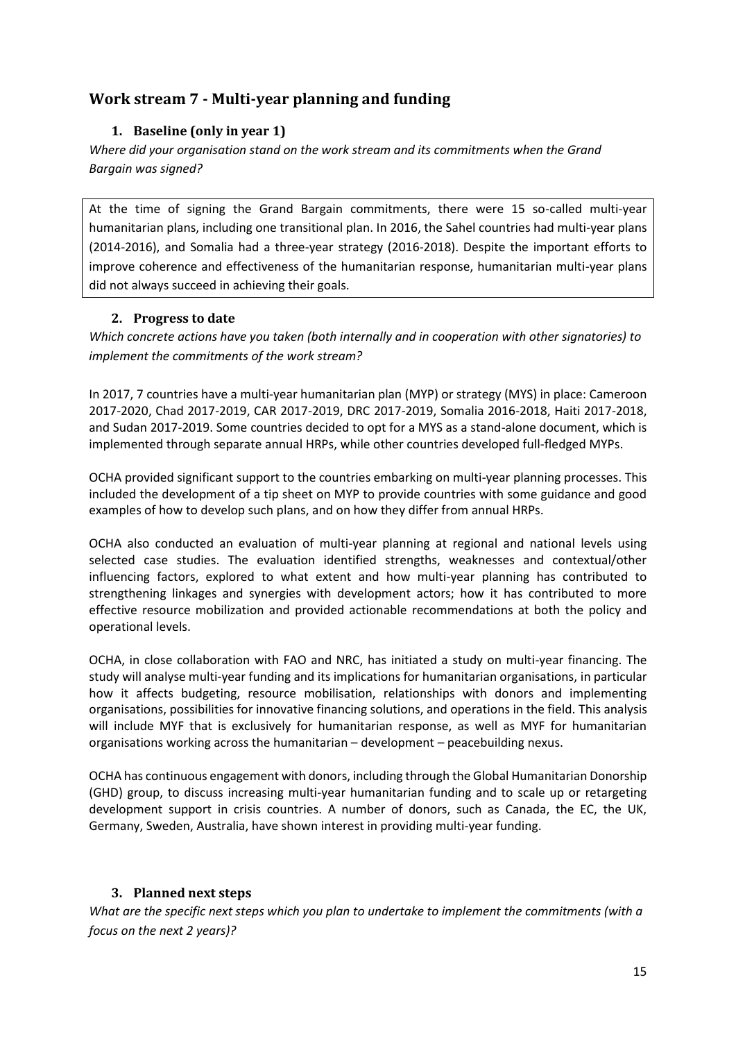## Work stream 7 - Multi-year planning and funding

### 1. Baseline (only in year 1)

*Where did your organisation stand on the work stream and its commitments when the Grand Bargain was signed?*

At the time of signing the Grand Bargain commitments, there were 15 so-called multi-year humanitarian plans, including one transitional plan. In 2016, the Sahel countries had multi-year plans (2014-2016), and Somalia had a three-year strategy (2016-2018). Despite the important efforts to improve coherence and effectiveness of the humanitarian response, humanitarian multi-year plans did not always succeed in achieving their goals.

### 2. Progress to date

*Which concrete actions have you taken (both internally and in cooperation with other signatories) to implement the commitments of the work stream?*

In 2017, 7 countries have a multi-year humanitarian plan (MYP) or strategy (MYS) in place: Cameroon 2017-2020, Chad 2017-2019, CAR 2017-2019, DRC 2017-2019, Somalia 2016-2018, Haiti 2017-2018, and Sudan 2017-2019. Some countries decided to opt for a MYS as a stand-alone document, which is implemented through separate annual HRPs, while other countries developed full-fledged MYPs.

OCHA provided significant support to the countries embarking on multi-year planning processes. This included the development of a tip sheet on MYP to provide countries with some guidance and good examples of how to develop such plans, and on how they differ from annual HRPs.

OCHA also conducted an evaluation of multi-year planning at regional and national levels using selected case studies. The evaluation identified strengths, weaknesses and contextual/other influencing factors, explored to what extent and how multi-year planning has contributed to strengthening linkages and synergies with development actors; how it has contributed to more effective resource mobilization and provided actionable recommendations at both the policy and operational levels.

OCHA, in close collaboration with FAO and NRC, has initiated a study on multi-year financing. The study will analyse multi-year funding and its implications for humanitarian organisations, in particular how it affects budgeting, resource mobilisation, relationships with donors and implementing organisations, possibilities for innovative financing solutions, and operations in the field. This analysis will include MYF that is exclusively for humanitarian response, as well as MYF for humanitarian organisations working across the humanitarian – development – peacebuilding nexus.

OCHA has continuous engagement with donors, including through the Global Humanitarian Donorship (GHD) group, to discuss increasing multi-year humanitarian funding and to scale up or retargeting development support in crisis countries. A number of donors, such as Canada, the EC, the UK, Germany, Sweden, Australia, have shown interest in providing multi-year funding.

### 3. Planned next steps

*What are the specific next steps which you plan to undertake to implement the commitments (with a focus on the next 2 years)?*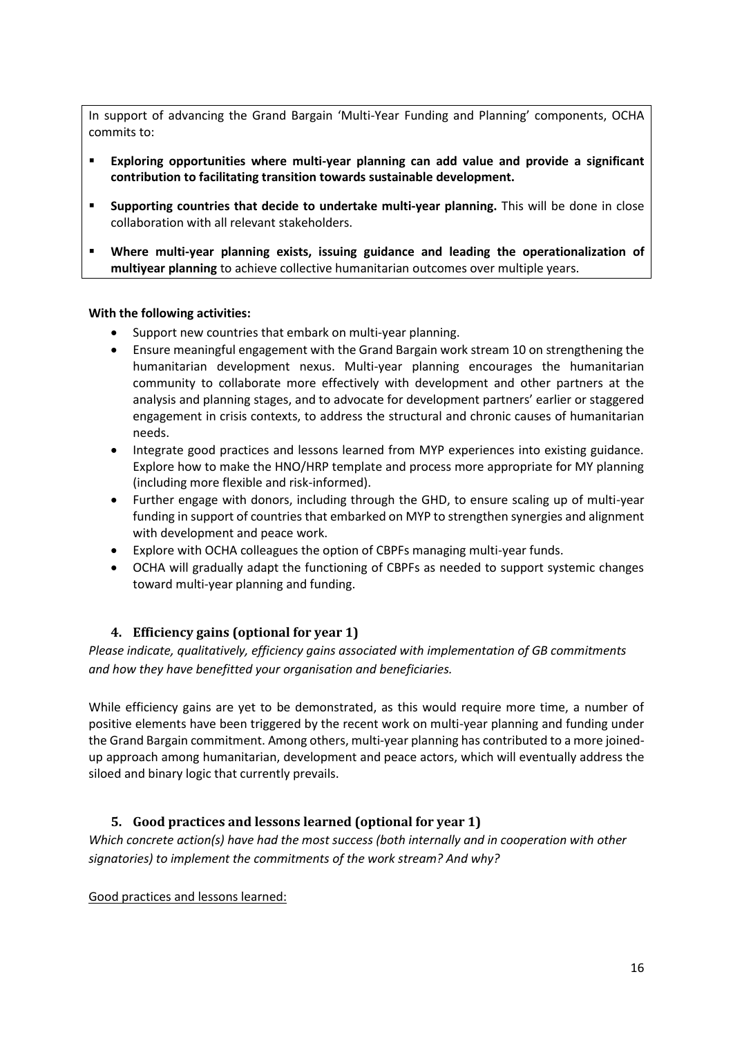In support of advancing the Grand Bargain 'Multi-Year Funding and Planning' components, OCHA commits to:

- **Exploring opportunities where multi-year planning can add value and provide a significant contribution to facilitating transition towards sustainable development.**
- **Supporting countries that decide to undertake multi-year planning.** This will be done in close collaboration with all relevant stakeholders.
- **Where multi-year planning exists, issuing guidance and leading the operationalization of multiyear planning** to achieve collective humanitarian outcomes over multiple years.

**With the following activities:**

- Support new countries that embark on multi-year planning.
- Ensure meaningful engagement with the Grand Bargain work stream 10 on strengthening the humanitarian development nexus. Multi-year planning encourages the humanitarian community to collaborate more effectively with development and other partners at the analysis and planning stages, and to advocate for development partners' earlier or staggered engagement in crisis contexts, to address the structural and chronic causes of humanitarian needs.
- Integrate good practices and lessons learned from MYP experiences into existing guidance. Explore how to make the HNO/HRP template and process more appropriate for MY planning (including more flexible and risk-informed).
- Further engage with donors, including through the GHD, to ensure scaling up of multi-year funding in support of countries that embarked on MYP to strengthen synergies and alignment with development and peace work.
- Explore with OCHA colleagues the option of CBPFs managing multi-year funds.
- OCHA will gradually adapt the functioning of CBPFs as needed to support systemic changes toward multi-year planning and funding.

### 4. Efficiency gains (optional for year 1)

*Please indicate, qualitatively, efficiency gains associated with implementation of GB commitments and how they have benefitted your organisation and beneficiaries.*

While efficiency gains are yet to be demonstrated, as this would require more time, a number of positive elements have been triggered by the recent work on multi-year planning and funding under the Grand Bargain commitment. Among others, multi-year planning has contributed to a more joined-up approach among humanitarian, development and peace actors, which will eventually address the siloed and binary logic that currently prevails.

### 5. Good practices and lessons learned (optional for year 1)

*Which concrete action(s) have had the most success (both internally and in cooperation with other signatories) to implement the commitments of the work stream? And why?*

Good practices and lessons learned: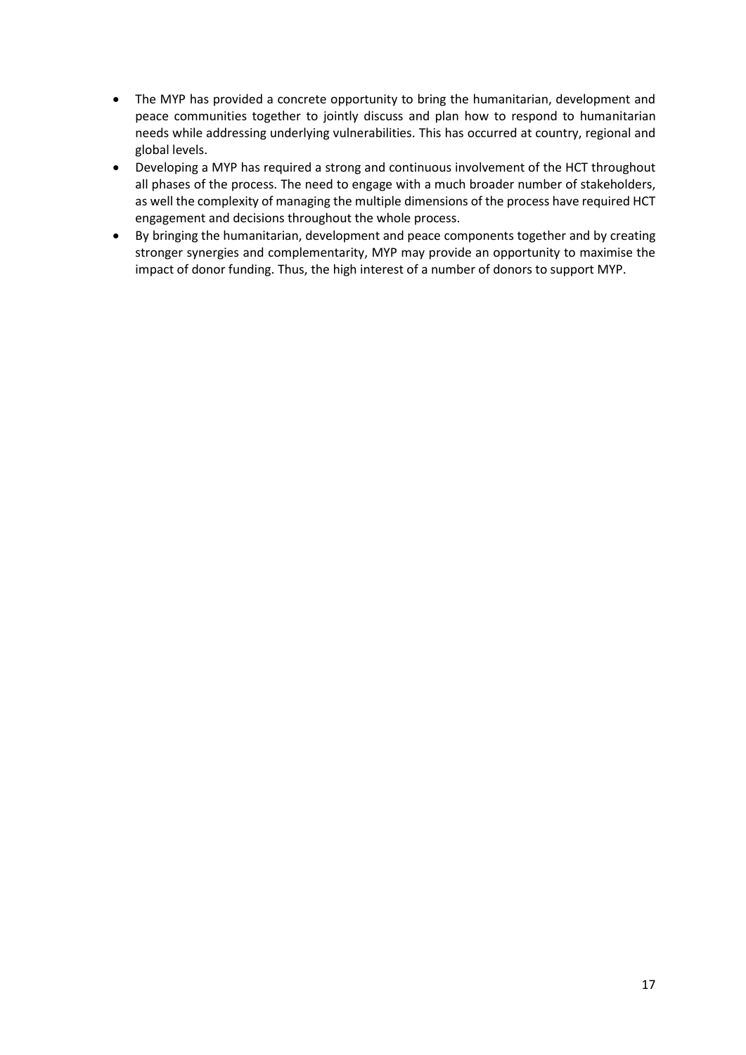- The MYP has provided a concrete opportunity to bring the humanitarian, development and peace communities together to jointly discuss and plan how to respond to humanitarian needs while addressing underlying vulnerabilities. This has occurred at country, regional and global levels.
- Developing a MYP has required a strong and continuous involvement of the HCT throughout all phases of the process. The need to engage with a much broader number of stakeholders, as well the complexity of managing the multiple dimensions of the process have required HCT engagement and decisions throughout the whole process.
- By bringing the humanitarian, development and peace components together and by creating stronger synergies and complementarity, MYP may provide an opportunity to maximise the impact of donor funding. Thus, the high interest of a number of donors to support MYP.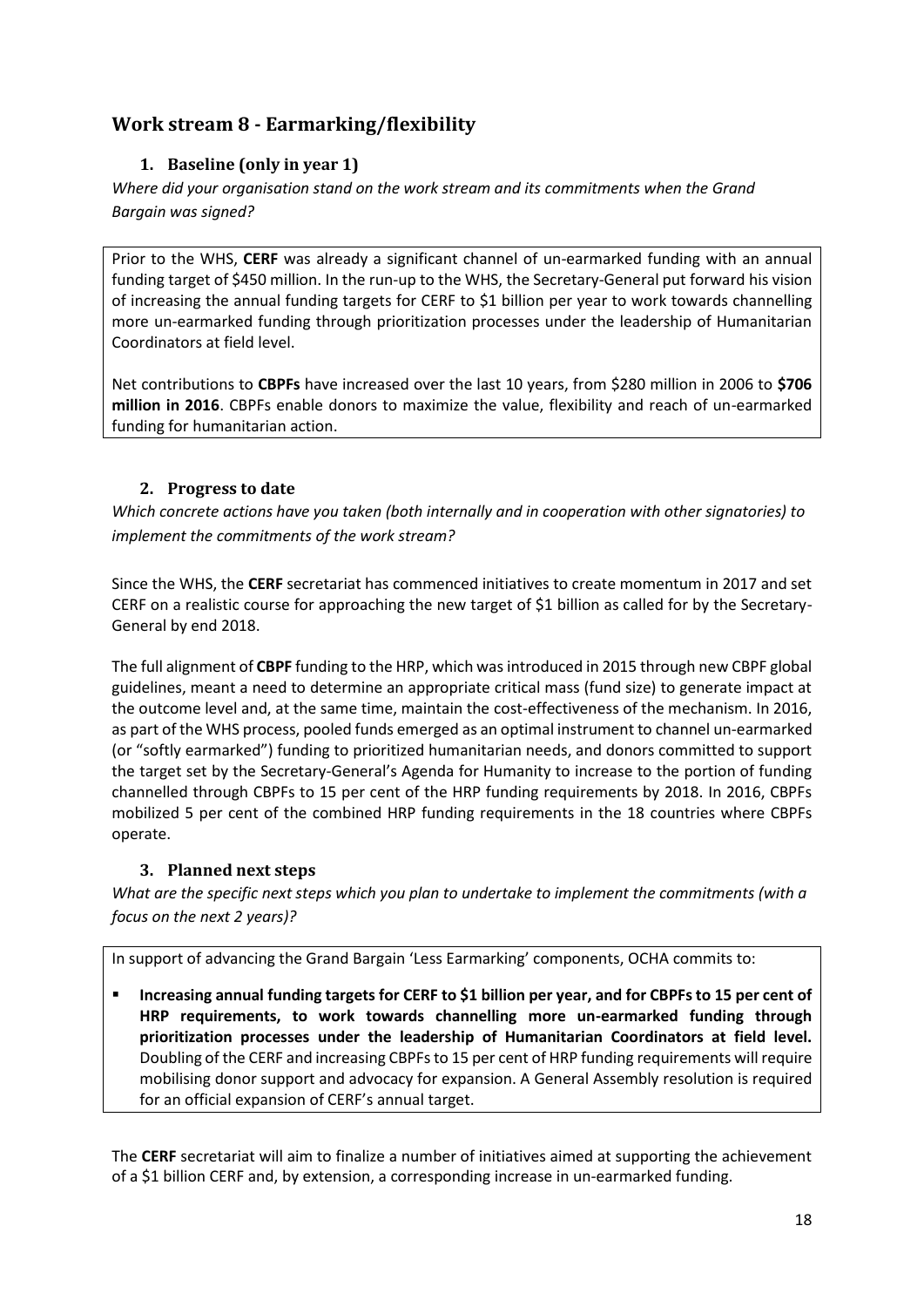## Work stream 8 - Earmarking/flexibility

### 1. Baseline (only in year 1)

*Where did your organisation stand on the work stream and its commitments when the Grand Bargain was signed?*

Prior to the WHS, **CERF** was already a significant channel of un-earmarked funding with an annual funding target of $450 million. In the run-up to the WHS, the Secretary-General put forward his vision of increasing the annual funding targets for CERF to $1 billion per year to work towards channelling more un-earmarked funding through prioritization processes under the leadership of Humanitarian Coordinators at field level.

Net contributions to **CBPFs** have increased over the last 10 years, from $280 million in 2006 to **$706 million in 2016**. CBPFs enable donors to maximize the value, flexibility and reach of un-earmarked funding for humanitarian action.

### 2. Progress to date

*Which concrete actions have you taken (both internally and in cooperation with other signatories) to implement the commitments of the work stream?*

Since the WHS, the **CERF** secretariat has commenced initiatives to create momentum in 2017 and set CERF on a realistic course for approaching the new target of $1 billion as called for by the Secretary-General by end 2018.

The full alignment of **CBPF** funding to the HRP, which was introduced in 2015 through new CBPF global guidelines, meant a need to determine an appropriate critical mass (fund size) to generate impact at the outcome level and, at the same time, maintain the cost-effectiveness of the mechanism. In 2016, as part of the WHS process, pooled funds emerged as an optimal instrument to channel un-earmarked (or "softly earmarked") funding to prioritized humanitarian needs, and donors committed to support the target set by the Secretary-General's Agenda for Humanity to increase to the portion of funding channelled through CBPFs to 15 per cent of the HRP funding requirements by 2018. In 2016, CBPFs mobilized 5 per cent of the combined HRP funding requirements in the 18 countries where CBPFs operate.

### 3. Planned next steps

*What are the specific next steps which you plan to undertake to implement the commitments (with a focus on the next 2 years)?*

In support of advancing the Grand Bargain 'Less Earmarking' components, OCHA commits to:

- **Increasing annual funding targets for CERF to $1 billion per year, and for CBPFs to 15 per cent of HRP requirements, to work towards channelling more un-earmarked funding through prioritization processes under the leadership of Humanitarian Coordinators at field level.** Doubling of the CERF and increasing CBPFs to 15 per cent of HRP funding requirements will require mobilising donor support and advocacy for expansion. A General Assembly resolution is required for an official expansion of CERF's annual target.

The **CERF** secretariat will aim to finalize a number of initiatives aimed at supporting the achievement of a $1 billion CERF and, by extension, a corresponding increase in un-earmarked funding.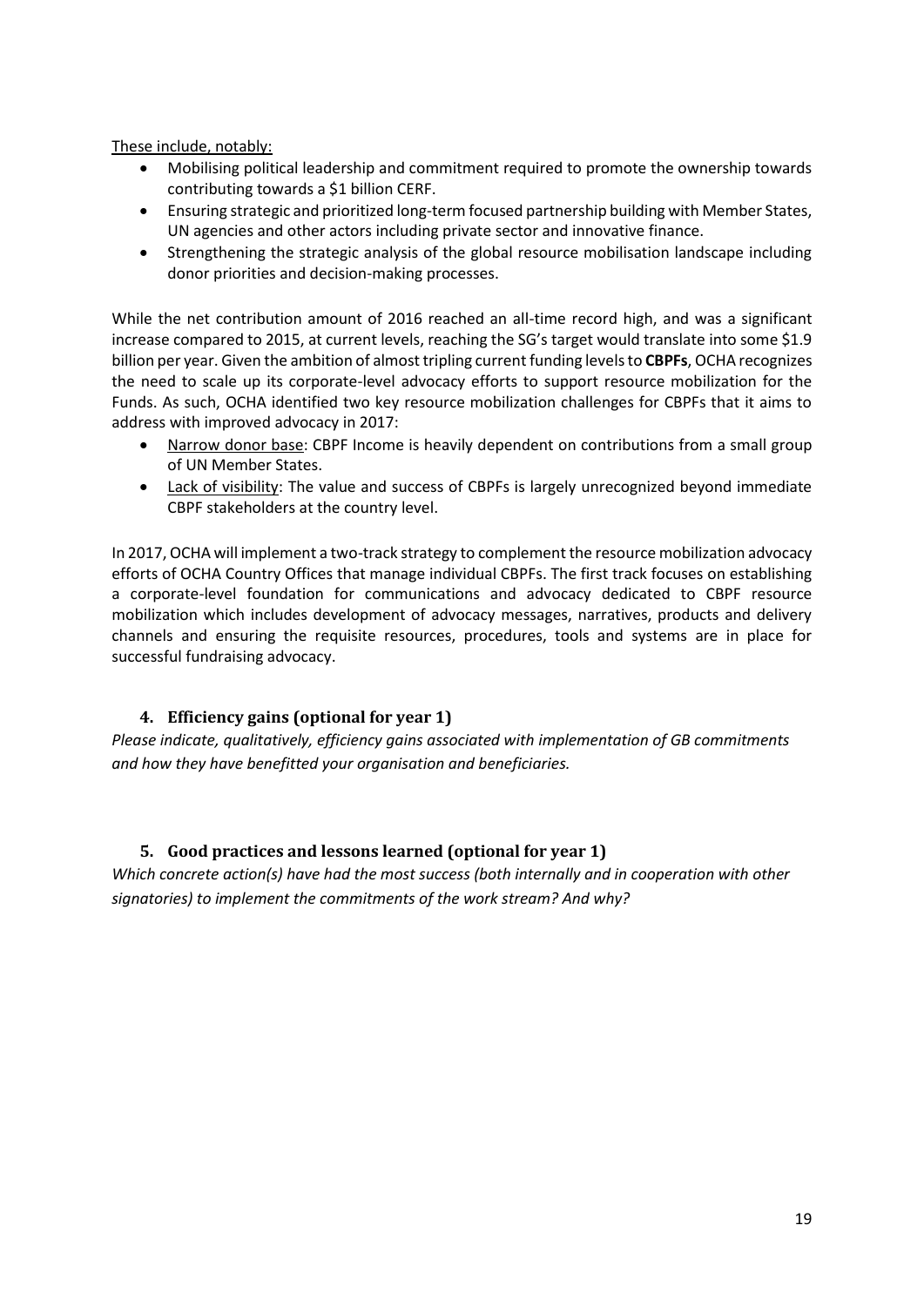These include, notably:

- Mobilising political leadership and commitment required to promote the ownership towards contributing towards a $1 billion CERF.
- Ensuring strategic and prioritized long-term focused partnership building with Member States, UN agencies and other actors including private sector and innovative finance.
- Strengthening the strategic analysis of the global resource mobilisation landscape including donor priorities and decision-making processes.

While the net contribution amount of 2016 reached an all-time record high, and was a significant increase compared to 2015, at current levels, reaching the SG's target would translate into some $1.9 billion per year. Given the ambition of almost tripling current funding levels to **CBPFs**, OCHA recognizes the need to scale up its corporate-level advocacy efforts to support resource mobilization for the Funds. As such, OCHA identified two key resource mobilization challenges for CBPFs that it aims to address with improved advocacy in 2017:

- Narrow donor base: CBPF Income is heavily dependent on contributions from a small group of UN Member States.
- Lack of visibility: The value and success of CBPFs is largely unrecognized beyond immediate CBPF stakeholders at the country level.

In 2017, OCHA will implement a two-track strategy to complement the resource mobilization advocacy efforts of OCHA Country Offices that manage individual CBPFs. The first track focuses on establishing a corporate-level foundation for communications and advocacy dedicated to CBPF resource mobilization which includes development of advocacy messages, narratives, products and delivery channels and ensuring the requisite resources, procedures, tools and systems are in place for successful fundraising advocacy.

### 4. Efficiency gains (optional for year 1)

*Please indicate, qualitatively, efficiency gains associated with implementation of GB commitments and how they have benefitted your organisation and beneficiaries.*

### 5. Good practices and lessons learned (optional for year 1)

*Which concrete action(s) have had the most success (both internally and in cooperation with other signatories) to implement the commitments of the work stream? And why?*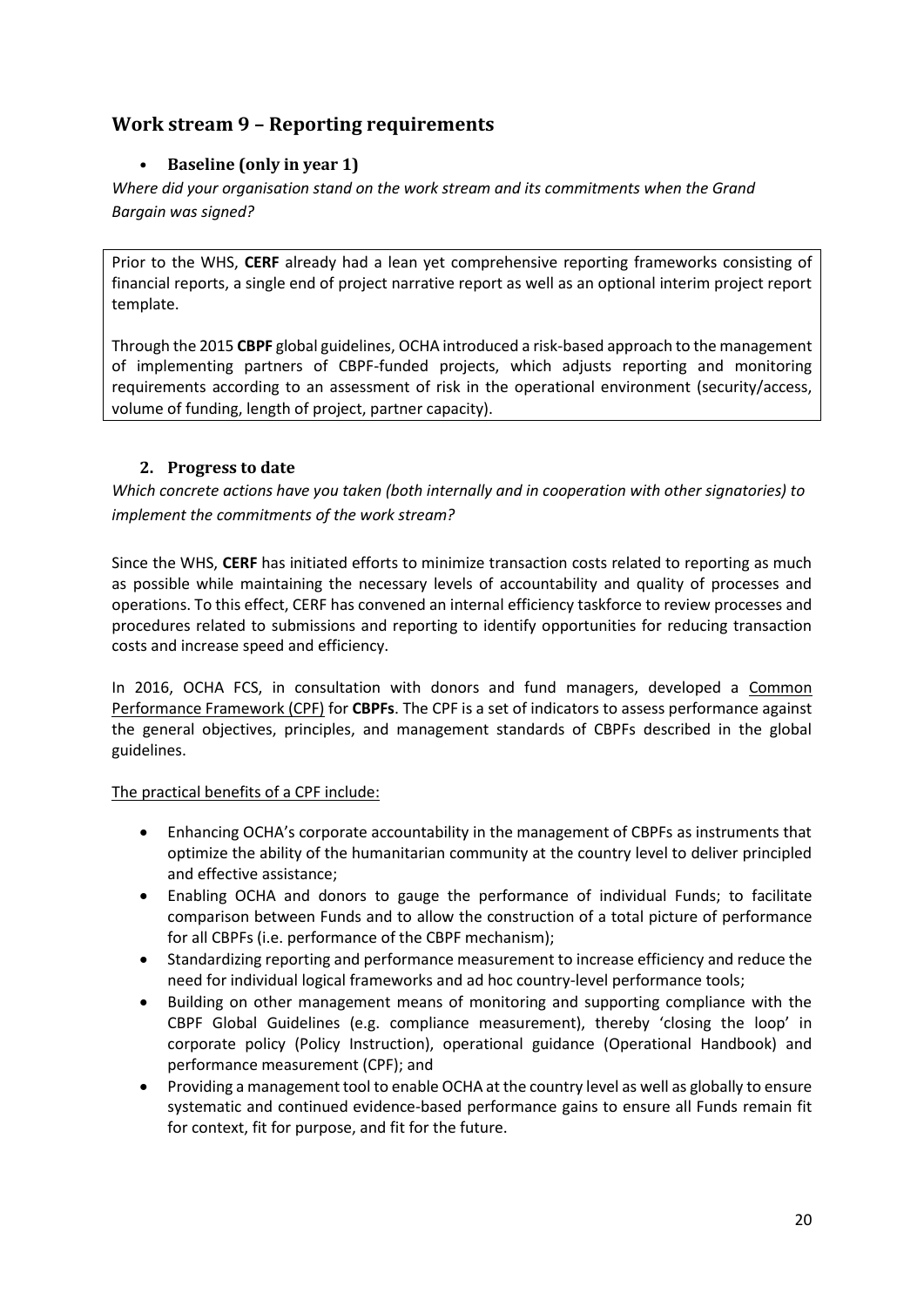## Work stream 9 – Reporting requirements

- **Baseline (only in year 1)**

*Where did your organisation stand on the work stream and its commitments when the Grand Bargain was signed?*

Prior to the WHS, **CERF** already had a lean yet comprehensive reporting frameworks consisting of financial reports, a single end of project narrative report as well as an optional interim project report template.

Through the 2015 **CBPF** global guidelines, OCHA introduced a risk-based approach to the management of implementing partners of CBPF-funded projects, which adjusts reporting and monitoring requirements according to an assessment of risk in the operational environment (security/access, volume of funding, length of project, partner capacity).

### 2. Progress to date

*Which concrete actions have you taken (both internally and in cooperation with other signatories) to implement the commitments of the work stream?*

Since the WHS, **CERF** has initiated efforts to minimize transaction costs related to reporting as much as possible while maintaining the necessary levels of accountability and quality of processes and operations. To this effect, CERF has convened an internal efficiency taskforce to review processes and procedures related to submissions and reporting to identify opportunities for reducing transaction costs and increase speed and efficiency.

In 2016, OCHA FCS, in consultation with donors and fund managers, developed a Common Performance Framework (CPF) for **CBPFs**. The CPF is a set of indicators to assess performance against the general objectives, principles, and management standards of CBPFs described in the global guidelines.

The practical benefits of a CPF include:

- Enhancing OCHA's corporate accountability in the management of CBPFs as instruments that optimize the ability of the humanitarian community at the country level to deliver principled and effective assistance;
- Enabling OCHA and donors to gauge the performance of individual Funds; to facilitate comparison between Funds and to allow the construction of a total picture of performance for all CBPFs (i.e. performance of the CBPF mechanism);
- Standardizing reporting and performance measurement to increase efficiency and reduce the need for individual logical frameworks and ad hoc country-level performance tools;
- Building on other management means of monitoring and supporting compliance with the CBPF Global Guidelines (e.g. compliance measurement), thereby 'closing the loop' in corporate policy (Policy Instruction), operational guidance (Operational Handbook) and performance measurement (CPF); and
- Providing a management tool to enable OCHA at the country level as well as globally to ensure systematic and continued evidence-based performance gains to ensure all Funds remain fit for context, fit for purpose, and fit for the future.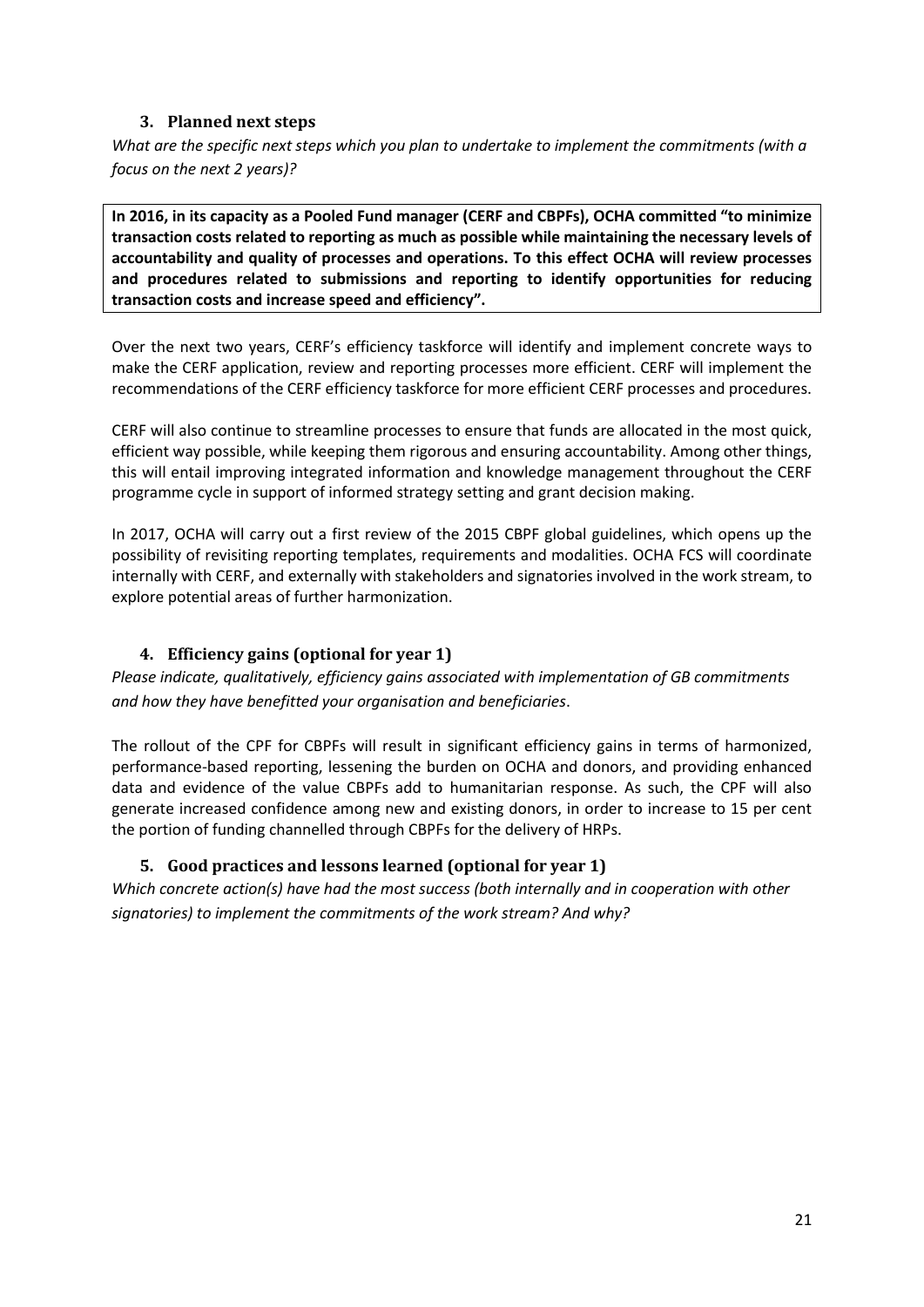### 3. Planned next steps

*What are the specific next steps which you plan to undertake to implement the commitments (with a focus on the next 2 years)?*

**In 2016, in its capacity as a Pooled Fund manager (CERF and CBPFs), OCHA committed "to minimize transaction costs related to reporting as much as possible while maintaining the necessary levels of accountability and quality of processes and operations. To this effect OCHA will review processes and procedures related to submissions and reporting to identify opportunities for reducing transaction costs and increase speed and efficiency".**

Over the next two years, CERF's efficiency taskforce will identify and implement concrete ways to make the CERF application, review and reporting processes more efficient. CERF will implement the recommendations of the CERF efficiency taskforce for more efficient CERF processes and procedures.

CERF will also continue to streamline processes to ensure that funds are allocated in the most quick, efficient way possible, while keeping them rigorous and ensuring accountability. Among other things, this will entail improving integrated information and knowledge management throughout the CERF programme cycle in support of informed strategy setting and grant decision making.

In 2017, OCHA will carry out a first review of the 2015 CBPF global guidelines, which opens up the possibility of revisiting reporting templates, requirements and modalities. OCHA FCS will coordinate internally with CERF, and externally with stakeholders and signatories involved in the work stream, to explore potential areas of further harmonization.

### 4. Efficiency gains (optional for year 1)

*Please indicate, qualitatively, efficiency gains associated with implementation of GB commitments and how they have benefitted your organisation and beneficiaries.*

The rollout of the CPF for CBPFs will result in significant efficiency gains in terms of harmonized, performance-based reporting, lessening the burden on OCHA and donors, and providing enhanced data and evidence of the value CBPFs add to humanitarian response. As such, the CPF will also generate increased confidence among new and existing donors, in order to increase to 15 per cent the portion of funding channelled through CBPFs for the delivery of HRPs.

### 5. Good practices and lessons learned (optional for year 1)

*Which concrete action(s) have had the most success (both internally and in cooperation with other signatories) to implement the commitments of the work stream? And why?*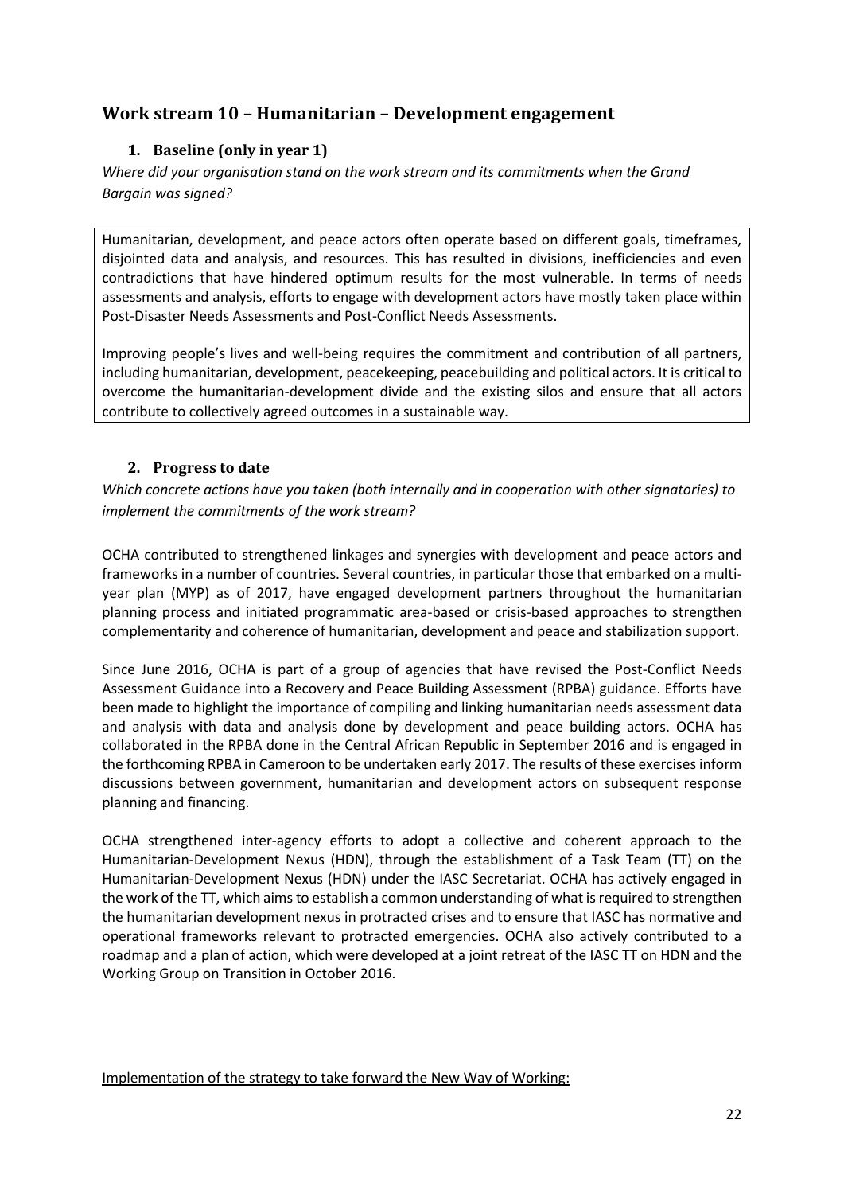## Work stream 10 – Humanitarian – Development engagement

### 1. Baseline (only in year 1)

*Where did your organisation stand on the work stream and its commitments when the Grand Bargain was signed?*

Humanitarian, development, and peace actors often operate based on different goals, timeframes, disjointed data and analysis, and resources. This has resulted in divisions, inefficiencies and even contradictions that have hindered optimum results for the most vulnerable. In terms of needs assessments and analysis, efforts to engage with development actors have mostly taken place within Post-Disaster Needs Assessments and Post-Conflict Needs Assessments.

Improving people's lives and well-being requires the commitment and contribution of all partners, including humanitarian, development, peacekeeping, peacebuilding and political actors. It is critical to overcome the humanitarian-development divide and the existing silos and ensure that all actors contribute to collectively agreed outcomes in a sustainable way.

### 2. Progress to date

*Which concrete actions have you taken (both internally and in cooperation with other signatories) to implement the commitments of the work stream?*

OCHA contributed to strengthened linkages and synergies with development and peace actors and frameworks in a number of countries. Several countries, in particular those that embarked on a multi-year plan (MYP) as of 2017, have engaged development partners throughout the humanitarian planning process and initiated programmatic area-based or crisis-based approaches to strengthen complementarity and coherence of humanitarian, development and peace and stabilization support.

Since June 2016, OCHA is part of a group of agencies that have revised the Post-Conflict Needs Assessment Guidance into a Recovery and Peace Building Assessment (RPBA) guidance. Efforts have been made to highlight the importance of compiling and linking humanitarian needs assessment data and analysis with data and analysis done by development and peace building actors. OCHA has collaborated in the RPBA done in the Central African Republic in September 2016 and is engaged in the forthcoming RPBA in Cameroon to be undertaken early 2017. The results of these exercises inform discussions between government, humanitarian and development actors on subsequent response planning and financing.

OCHA strengthened inter-agency efforts to adopt a collective and coherent approach to the Humanitarian-Development Nexus (HDN), through the establishment of a Task Team (TT) on the Humanitarian-Development Nexus (HDN) under the IASC Secretariat. OCHA has actively engaged in the work of the TT, which aims to establish a common understanding of what is required to strengthen the humanitarian development nexus in protracted crises and to ensure that IASC has normative and operational frameworks relevant to protracted emergencies. OCHA also actively contributed to a roadmap and a plan of action, which were developed at a joint retreat of the IASC TT on HDN and the Working Group on Transition in October 2016.

<u>Implementation of the strategy to take forward the New Way of Working:</u>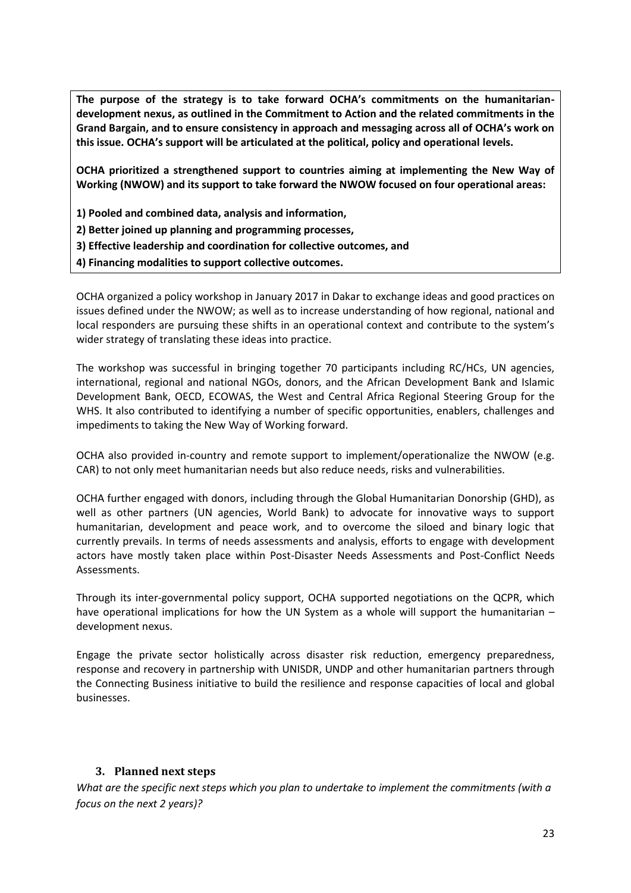**The purpose of the strategy is to take forward OCHA's commitments on the humanitarian-development nexus, as outlined in the Commitment to Action and the related commitments in the Grand Bargain, and to ensure consistency in approach and messaging across all of OCHA's work on this issue. OCHA's support will be articulated at the political, policy and operational levels.**

**OCHA prioritized a strengthened support to countries aiming at implementing the New Way of Working (NWOW) and its support to take forward the NWOW focused on four operational areas:**

**1) Pooled and combined data, analysis and information,**

**2) Better joined up planning and programming processes,**

**3) Effective leadership and coordination for collective outcomes, and**

**4) Financing modalities to support collective outcomes.**

OCHA organized a policy workshop in January 2017 in Dakar to exchange ideas and good practices on issues defined under the NWOW; as well as to increase understanding of how regional, national and local responders are pursuing these shifts in an operational context and contribute to the system's wider strategy of translating these ideas into practice.

The workshop was successful in bringing together 70 participants including RC/HCs, UN agencies, international, regional and national NGOs, donors, and the African Development Bank and Islamic Development Bank, OECD, ECOWAS, the West and Central Africa Regional Steering Group for the WHS. It also contributed to identifying a number of specific opportunities, enablers, challenges and impediments to taking the New Way of Working forward.

OCHA also provided in-country and remote support to implement/operationalize the NWOW (e.g. CAR) to not only meet humanitarian needs but also reduce needs, risks and vulnerabilities.

OCHA further engaged with donors, including through the Global Humanitarian Donorship (GHD), as well as other partners (UN agencies, World Bank) to advocate for innovative ways to support humanitarian, development and peace work, and to overcome the siloed and binary logic that currently prevails. In terms of needs assessments and analysis, efforts to engage with development actors have mostly taken place within Post-Disaster Needs Assessments and Post-Conflict Needs Assessments.

Through its inter-governmental policy support, OCHA supported negotiations on the QCPR, which have operational implications for how the UN System as a whole will support the humanitarian – development nexus.

Engage the private sector holistically across disaster risk reduction, emergency preparedness, response and recovery in partnership with UNISDR, UNDP and other humanitarian partners through the Connecting Business initiative to build the resilience and response capacities of local and global businesses.

### 3. Planned next steps

*What are the specific next steps which you plan to undertake to implement the commitments (with a focus on the next 2 years)?*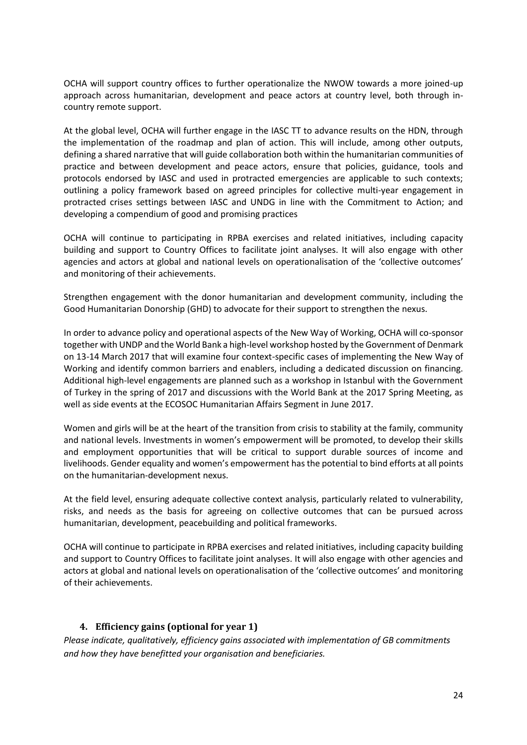OCHA will support country offices to further operationalize the NWOW towards a more joined-up approach across humanitarian, development and peace actors at country level, both through in-country remote support.

At the global level, OCHA will further engage in the IASC TT to advance results on the HDN, through the implementation of the roadmap and plan of action. This will include, among other outputs, defining a shared narrative that will guide collaboration both within the humanitarian communities of practice and between development and peace actors, ensure that policies, guidance, tools and protocols endorsed by IASC and used in protracted emergencies are applicable to such contexts; outlining a policy framework based on agreed principles for collective multi-year engagement in protracted crises settings between IASC and UNDG in line with the Commitment to Action; and developing a compendium of good and promising practices

OCHA will continue to participating in RPBA exercises and related initiatives, including capacity building and support to Country Offices to facilitate joint analyses. It will also engage with other agencies and actors at global and national levels on operationalisation of the 'collective outcomes' and monitoring of their achievements.

Strengthen engagement with the donor humanitarian and development community, including the Good Humanitarian Donorship (GHD) to advocate for their support to strengthen the nexus.

In order to advance policy and operational aspects of the New Way of Working, OCHA will co-sponsor together with UNDP and the World Bank a high-level workshop hosted by the Government of Denmark on 13-14 March 2017 that will examine four context-specific cases of implementing the New Way of Working and identify common barriers and enablers, including a dedicated discussion on financing. Additional high-level engagements are planned such as a workshop in Istanbul with the Government of Turkey in the spring of 2017 and discussions with the World Bank at the 2017 Spring Meeting, as well as side events at the ECOSOC Humanitarian Affairs Segment in June 2017.

Women and girls will be at the heart of the transition from crisis to stability at the family, community and national levels. Investments in women's empowerment will be promoted, to develop their skills and employment opportunities that will be critical to support durable sources of income and livelihoods. Gender equality and women's empowerment has the potential to bind efforts at all points on the humanitarian-development nexus.

At the field level, ensuring adequate collective context analysis, particularly related to vulnerability, risks, and needs as the basis for agreeing on collective outcomes that can be pursued across humanitarian, development, peacebuilding and political frameworks.

OCHA will continue to participate in RPBA exercises and related initiatives, including capacity building and support to Country Offices to facilitate joint analyses. It will also engage with other agencies and actors at global and national levels on operationalisation of the 'collective outcomes' and monitoring of their achievements.

### 4. Efficiency gains (optional for year 1)

*Please indicate, qualitatively, efficiency gains associated with implementation of GB commitments and how they have benefitted your organisation and beneficiaries.*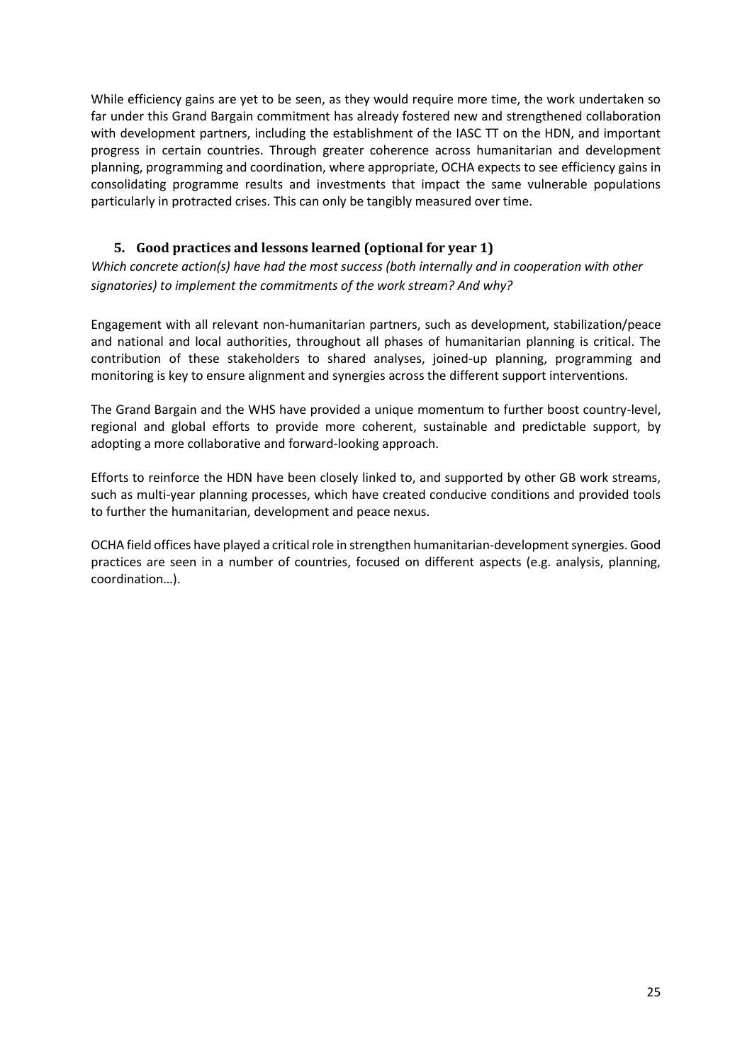While efficiency gains are yet to be seen, as they would require more time, the work undertaken so far under this Grand Bargain commitment has already fostered new and strengthened collaboration with development partners, including the establishment of the IASC TT on the HDN, and important progress in certain countries. Through greater coherence across humanitarian and development planning, programming and coordination, where appropriate, OCHA expects to see efficiency gains in consolidating programme results and investments that impact the same vulnerable populations particularly in protracted crises. This can only be tangibly measured over time.

### 5. Good practices and lessons learned (optional for year 1)

*Which concrete action(s) have had the most success (both internally and in cooperation with other signatories) to implement the commitments of the work stream? And why?*

Engagement with all relevant non-humanitarian partners, such as development, stabilization/peace and national and local authorities, throughout all phases of humanitarian planning is critical. The contribution of these stakeholders to shared analyses, joined-up planning, programming and monitoring is key to ensure alignment and synergies across the different support interventions.

The Grand Bargain and the WHS have provided a unique momentum to further boost country-level, regional and global efforts to provide more coherent, sustainable and predictable support, by adopting a more collaborative and forward-looking approach.

Efforts to reinforce the HDN have been closely linked to, and supported by other GB work streams, such as multi-year planning processes, which have created conducive conditions and provided tools to further the humanitarian, development and peace nexus.

OCHA field offices have played a critical role in strengthen humanitarian-development synergies. Good practices are seen in a number of countries, focused on different aspects (e.g. analysis, planning, coordination…).